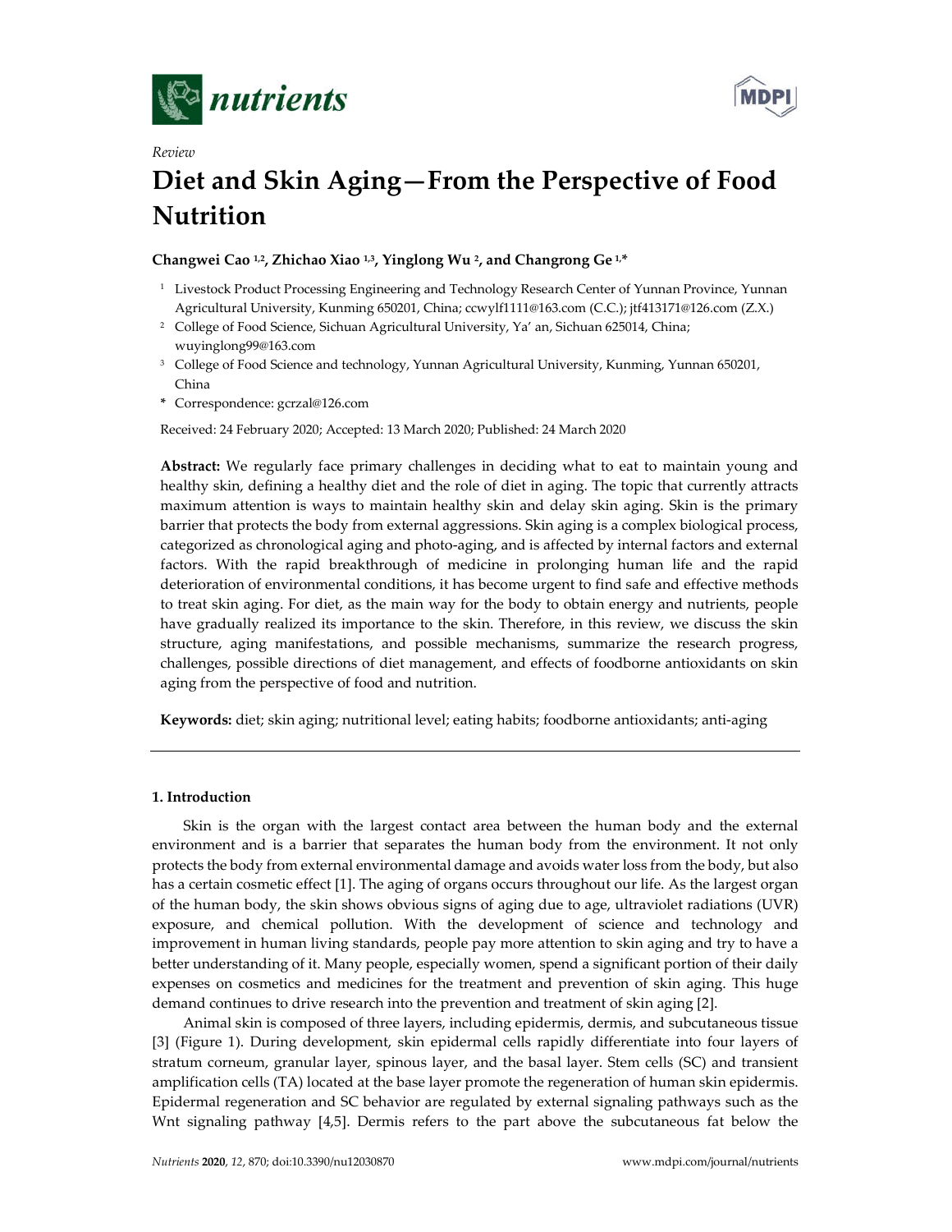*Review*

# Diet and Skin Aging—From the Perspective of Food Nutrition

**Changwei Cao [1,2], Zhichao Xiao [1,3], Yinglong Wu [2], and Changrong Ge [1,*]**

[1] Livestock Product Processing Engineering and Technology Research Center of Yunnan Province, Yunnan Agricultural University, Kunming 650201, China; ccwylf1111@163.com (C.C.); jtf413171@126.com (Z.X.)

[2] College of Food Science, Sichuan Agricultural University, Ya' an, Sichuan 625014, China; wuyinglong99@163.com

[3] College of Food Science and technology, Yunnan Agricultural University, Kunming, Yunnan 650201, China

\* Correspondence: gcrzal@126.com

Received: 24 February 2020; Accepted: 13 March 2020; Published: 24 March 2020

**Abstract:** We regularly face primary challenges in deciding what to eat to maintain young and healthy skin, defining a healthy diet and the role of diet in aging. The topic that currently attracts maximum attention is ways to maintain healthy skin and delay skin aging. Skin is the primary barrier that protects the body from external aggressions. Skin aging is a complex biological process, categorized as chronological aging and photo-aging, and is affected by internal factors and external factors. With the rapid breakthrough of medicine in prolonging human life and the rapid deterioration of environmental conditions, it has become urgent to find safe and effective methods to treat skin aging. For diet, as the main way for the body to obtain energy and nutrients, people have gradually realized its importance to the skin. Therefore, in this review, we discuss the skin structure, aging manifestations, and possible mechanisms, summarize the research progress, challenges, possible directions of diet management, and effects of foodborne antioxidants on skin aging from the perspective of food and nutrition.

**Keywords:** diet; skin aging; nutritional level; eating habits; foodborne antioxidants; anti-aging

## 1. Introduction

Skin is the organ with the largest contact area between the human body and the external environment and is a barrier that separates the human body from the environment. It not only protects the body from external environmental damage and avoids water loss from the body, but also has a certain cosmetic effect [1]. The aging of organs occurs throughout our life. As the largest organ of the human body, the skin shows obvious signs of aging due to age, ultraviolet radiations (UVR) exposure, and chemical pollution. With the development of science and technology and improvement in human living standards, people pay more attention to skin aging and try to have a better understanding of it. Many people, especially women, spend a significant portion of their daily expenses on cosmetics and medicines for the treatment and prevention of skin aging. This huge demand continues to drive research into the prevention and treatment of skin aging [2].

Animal skin is composed of three layers, including epidermis, dermis, and subcutaneous tissue [3] (Figure 1). During development, skin epidermal cells rapidly differentiate into four layers of stratum corneum, granular layer, spinous layer, and the basal layer. Stem cells (SC) and transient amplification cells (TA) located at the base layer promote the regeneration of human skin epidermis. Epidermal regeneration and SC behavior are regulated by external signaling pathways such as the Wnt signaling pathway [4,5]. Dermis refers to the part above the subcutaneous fat below the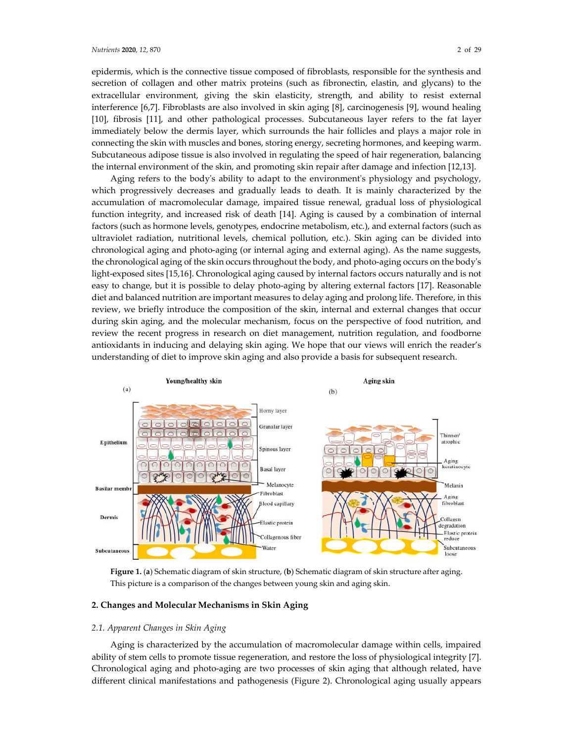epidermis, which is the connective tissue composed of fibroblasts, responsible for the synthesis and secretion of collagen and other matrix proteins (such as fibronectin, elastin, and glycans) to the extracellular environment, giving the skin elasticity, strength, and ability to resist external interference [6,7]. Fibroblasts are also involved in skin aging [8], carcinogenesis [9], wound healing [10], fibrosis [11], and other pathological processes. Subcutaneous layer refers to the fat layer immediately below the dermis layer, which surrounds the hair follicles and plays a major role in connecting the skin with muscles and bones, storing energy, secreting hormones, and keeping warm. Subcutaneous adipose tissue is also involved in regulating the speed of hair regeneration, balancing the internal environment of the skin, and promoting skin repair after damage and infection [12,13].

Aging refers to the body's ability to adapt to the environment's physiology and psychology, which progressively decreases and gradually leads to death. It is mainly characterized by the accumulation of macromolecular damage, impaired tissue renewal, gradual loss of physiological function integrity, and increased risk of death [14]. Aging is caused by a combination of internal factors (such as hormone levels, genotypes, endocrine metabolism, etc.), and external factors (such as ultraviolet radiation, nutritional levels, chemical pollution, etc.). Skin aging can be divided into chronological aging and photo-aging (or internal aging and external aging). As the name suggests, the chronological aging of the skin occurs throughout the body, and photo-aging occurs on the body's light-exposed sites [15,16]. Chronological aging caused by internal factors occurs naturally and is not easy to change, but it is possible to delay photo-aging by altering external factors [17]. Reasonable diet and balanced nutrition are important measures to delay aging and prolong life. Therefore, in this review, we briefly introduce the composition of the skin, internal and external changes that occur during skin aging, and the molecular mechanism, focus on the perspective of food nutrition, and review the recent progress in research on diet management, nutrition regulation, and foodborne antioxidants in inducing and delaying skin aging. We hope that our views will enrich the reader's understanding of diet to improve skin aging and also provide a basis for subsequent research.

**Figure 1.** (**a**) Schematic diagram of skin structure, (**b**) Schematic diagram of skin structure after aging. This picture is a comparison of the changes between young skin and aging skin.

## 2. Changes and Molecular Mechanisms in Skin Aging

### 2.1. Apparent Changes in Skin Aging

Aging is characterized by the accumulation of macromolecular damage within cells, impaired ability of stem cells to promote tissue regeneration, and restore the loss of physiological integrity [7]. Chronological aging and photo-aging are two processes of skin aging that although related, have different clinical manifestations and pathogenesis (Figure 2). Chronological aging usually appears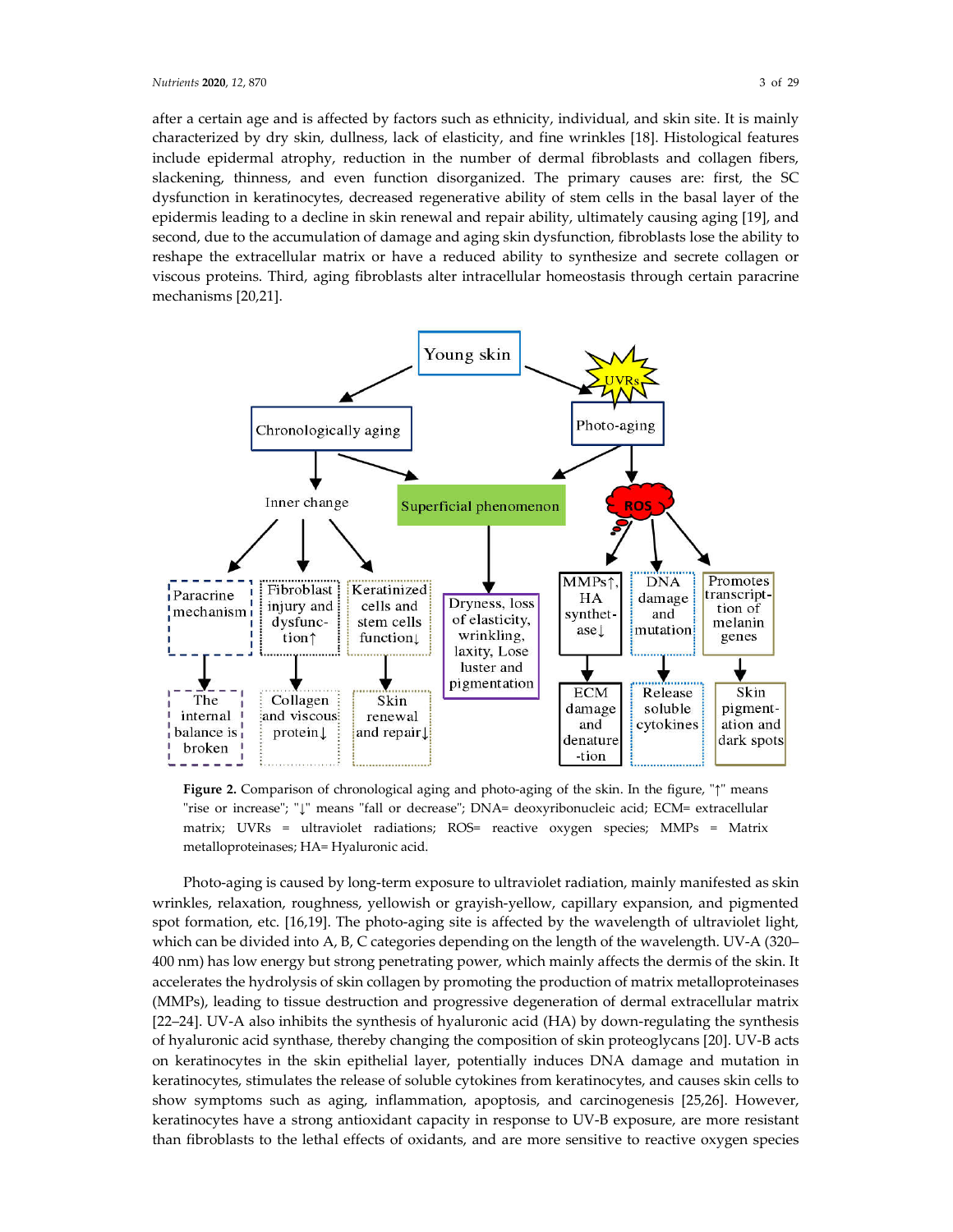after a certain age and is affected by factors such as ethnicity, individual, and skin site. It is mainly characterized by dry skin, dullness, lack of elasticity, and fine wrinkles [18]. Histological features include epidermal atrophy, reduction in the number of dermal fibroblasts and collagen fibers, slackening, thinness, and even function disorganized. The primary causes are: first, the SC dysfunction in keratinocytes, decreased regenerative ability of stem cells in the basal layer of the epidermis leading to a decline in skin renewal and repair ability, ultimately causing aging [19], and second, due to the accumulation of damage and aging skin dysfunction, fibroblasts lose the ability to reshape the extracellular matrix or have a reduced ability to synthesize and secrete collagen or viscous proteins. Third, aging fibroblasts alter intracellular homeostasis through certain paracrine mechanisms [20,21].

**Figure 2.** Comparison of chronological aging and photo-aging of the skin. In the figure, "↑" means "rise or increase"; "↓" means "fall or decrease"; DNA= deoxyribonucleic acid; ECM= extracellular matrix; UVRs = ultraviolet radiations; ROS= reactive oxygen species; MMPs = Matrix metalloproteinases; HA= Hyaluronic acid.

Photo-aging is caused by long-term exposure to ultraviolet radiation, mainly manifested as skin wrinkles, relaxation, roughness, yellowish or grayish-yellow, capillary expansion, and pigmented spot formation, etc. [16,19]. The photo-aging site is affected by the wavelength of ultraviolet light, which can be divided into A, B, C categories depending on the length of the wavelength. UV-A (320–400 nm) has low energy but strong penetrating power, which mainly affects the dermis of the skin. It accelerates the hydrolysis of skin collagen by promoting the production of matrix metalloproteinases (MMPs), leading to tissue destruction and progressive degeneration of dermal extracellular matrix [22–24]. UV-A also inhibits the synthesis of hyaluronic acid (HA) by down-regulating the synthesis of hyaluronic acid synthase, thereby changing the composition of skin proteoglycans [20]. UV-B acts on keratinocytes in the skin epithelial layer, potentially induces DNA damage and mutation in keratinocytes, stimulates the release of soluble cytokines from keratinocytes, and causes skin cells to show symptoms such as aging, inflammation, apoptosis, and carcinogenesis [25,26]. However, keratinocytes have a strong antioxidant capacity in response to UV-B exposure, are more resistant than fibroblasts to the lethal effects of oxidants, and are more sensitive to reactive oxygen species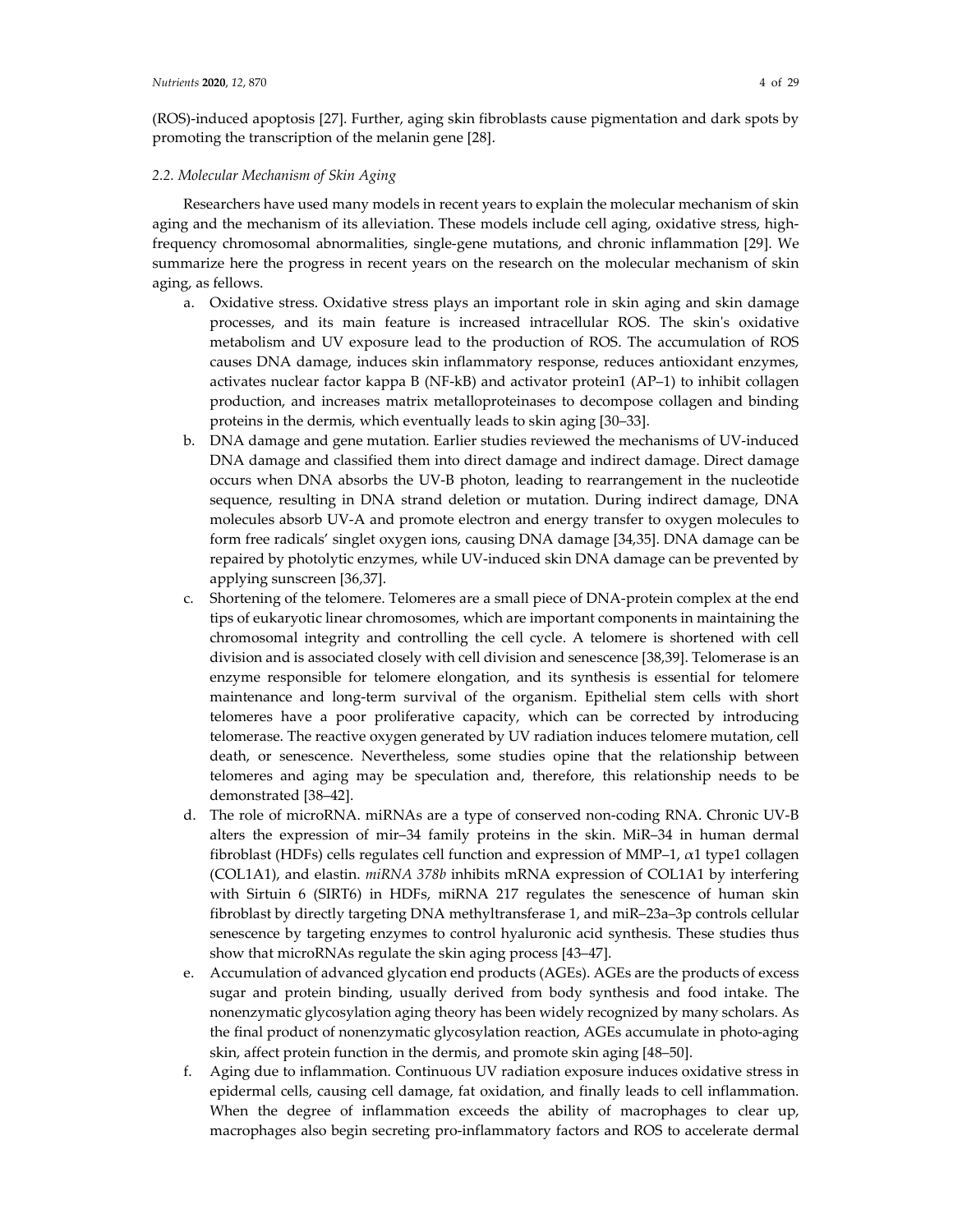(ROS)-induced apoptosis [27]. Further, aging skin fibroblasts cause pigmentation and dark spots by promoting the transcription of the melanin gene [28].

### 2.2. Molecular Mechanism of Skin Aging

Researchers have used many models in recent years to explain the molecular mechanism of skin aging and the mechanism of its alleviation. These models include cell aging, oxidative stress, high-frequency chromosomal abnormalities, single-gene mutations, and chronic inflammation [29]. We summarize here the progress in recent years on the research on the molecular mechanism of skin aging, as fellows.

a. Oxidative stress. Oxidative stress plays an important role in skin aging and skin damage processes, and its main feature is increased intracellular ROS. The skin's oxidative metabolism and UV exposure lead to the production of ROS. The accumulation of ROS causes DNA damage, induces skin inflammatory response, reduces antioxidant enzymes, activates nuclear factor kappa B (NF-kB) and activator protein1 (AP–1) to inhibit collagen production, and increases matrix metalloproteinases to decompose collagen and binding proteins in the dermis, which eventually leads to skin aging [30–33].
b. DNA damage and gene mutation. Earlier studies reviewed the mechanisms of UV-induced DNA damage and classified them into direct damage and indirect damage. Direct damage occurs when DNA absorbs the UV-B photon, leading to rearrangement in the nucleotide sequence, resulting in DNA strand deletion or mutation. During indirect damage, DNA molecules absorb UV-A and promote electron and energy transfer to oxygen molecules to form free radicals' singlet oxygen ions, causing DNA damage [34,35]. DNA damage can be repaired by photolytic enzymes, while UV-induced skin DNA damage can be prevented by applying sunscreen [36,37].
c. Shortening of the telomere. Telomeres are a small piece of DNA-protein complex at the end tips of eukaryotic linear chromosomes, which are important components in maintaining the chromosomal integrity and controlling the cell cycle. A telomere is shortened with cell division and is associated closely with cell division and senescence [38,39]. Telomerase is an enzyme responsible for telomere elongation, and its synthesis is essential for telomere maintenance and long-term survival of the organism. Epithelial stem cells with short telomeres have a poor proliferative capacity, which can be corrected by introducing telomerase. The reactive oxygen generated by UV radiation induces telomere mutation, cell death, or senescence. Nevertheless, some studies opine that the relationship between telomeres and aging may be speculation and, therefore, this relationship needs to be demonstrated [38–42].
d. The role of microRNA. miRNAs are a type of conserved non-coding RNA. Chronic UV-B alters the expression of mir–34 family proteins in the skin. MiR–34 in human dermal fibroblast (HDFs) cells regulates cell function and expression of MMP–1, $\alpha$1 type1 collagen (COL1A1), and elastin. *miRNA 378b* inhibits mRNA expression of COL1A1 by interfering with Sirtuin 6 (SIRT6) in HDFs, miRNA 217 regulates the senescence of human skin fibroblast by directly targeting DNA methyltransferase 1, and miR–23a–3p controls cellular senescence by targeting enzymes to control hyaluronic acid synthesis. These studies thus show that microRNAs regulate the skin aging process [43–47].
e. Accumulation of advanced glycation end products (AGEs). AGEs are the products of excess sugar and protein binding, usually derived from body synthesis and food intake. The nonenzymatic glycosylation aging theory has been widely recognized by many scholars. As the final product of nonenzymatic glycosylation reaction, AGEs accumulate in photo-aging skin, affect protein function in the dermis, and promote skin aging [48–50].
f. Aging due to inflammation. Continuous UV radiation exposure induces oxidative stress in epidermal cells, causing cell damage, fat oxidation, and finally leads to cell inflammation. When the degree of inflammation exceeds the ability of macrophages to clear up, macrophages also begin secreting pro-inflammatory factors and ROS to accelerate dermal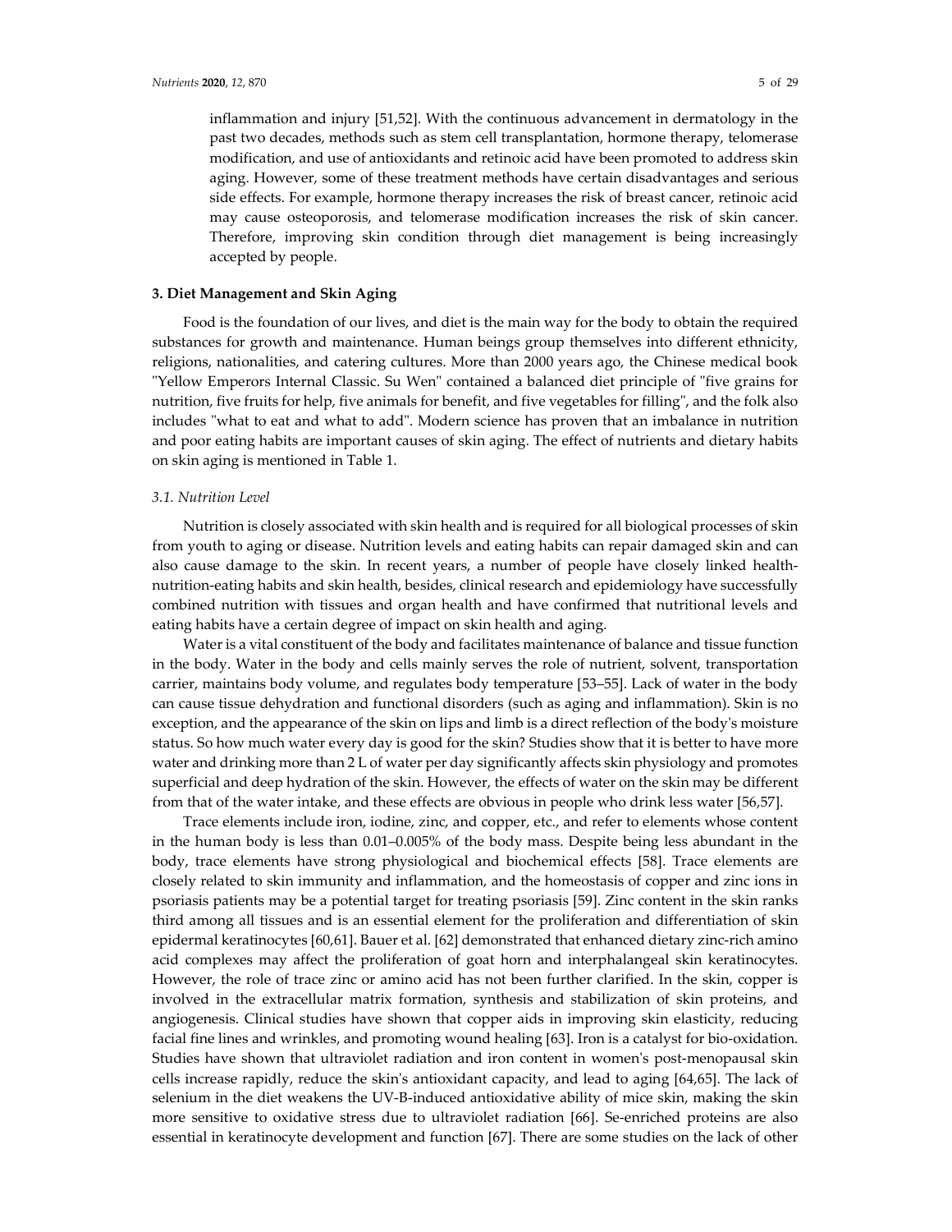inflammation and injury [51,52]. With the continuous advancement in dermatology in the past two decades, methods such as stem cell transplantation, hormone therapy, telomerase modification, and use of antioxidants and retinoic acid have been promoted to address skin aging. However, some of these treatment methods have certain disadvantages and serious side effects. For example, hormone therapy increases the risk of breast cancer, retinoic acid may cause osteoporosis, and telomerase modification increases the risk of skin cancer. Therefore, improving skin condition through diet management is being increasingly accepted by people.

## 3. Diet Management and Skin Aging

Food is the foundation of our lives, and diet is the main way for the body to obtain the required substances for growth and maintenance. Human beings group themselves into different ethnicity, religions, nationalities, and catering cultures. More than 2000 years ago, the Chinese medical book "Yellow Emperors Internal Classic. Su Wen" contained a balanced diet principle of "five grains for nutrition, five fruits for help, five animals for benefit, and five vegetables for filling", and the folk also includes "what to eat and what to add". Modern science has proven that an imbalance in nutrition and poor eating habits are important causes of skin aging. The effect of nutrients and dietary habits on skin aging is mentioned in Table 1.

### *3.1. Nutrition Level*

Nutrition is closely associated with skin health and is required for all biological processes of skin from youth to aging or disease. Nutrition levels and eating habits can repair damaged skin and can also cause damage to the skin. In recent years, a number of people have closely linked health-nutrition-eating habits and skin health, besides, clinical research and epidemiology have successfully combined nutrition with tissues and organ health and have confirmed that nutritional levels and eating habits have a certain degree of impact on skin health and aging.

Water is a vital constituent of the body and facilitates maintenance of balance and tissue function in the body. Water in the body and cells mainly serves the role of nutrient, solvent, transportation carrier, maintains body volume, and regulates body temperature [53–55]. Lack of water in the body can cause tissue dehydration and functional disorders (such as aging and inflammation). Skin is no exception, and the appearance of the skin on lips and limb is a direct reflection of the body's moisture status. So how much water every day is good for the skin? Studies show that it is better to have more water and drinking more than 2 L of water per day significantly affects skin physiology and promotes superficial and deep hydration of the skin. However, the effects of water on the skin may be different from that of the water intake, and these effects are obvious in people who drink less water [56,57].

Trace elements include iron, iodine, zinc, and copper, etc., and refer to elements whose content in the human body is less than 0.01–0.005% of the body mass. Despite being less abundant in the body, trace elements have strong physiological and biochemical effects [58]. Trace elements are closely related to skin immunity and inflammation, and the homeostasis of copper and zinc ions in psoriasis patients may be a potential target for treating psoriasis [59]. Zinc content in the skin ranks third among all tissues and is an essential element for the proliferation and differentiation of skin epidermal keratinocytes [60,61]. Bauer et al. [62] demonstrated that enhanced dietary zinc-rich amino acid complexes may affect the proliferation of goat horn and interphalangeal skin keratinocytes. However, the role of trace zinc or amino acid has not been further clarified. In the skin, copper is involved in the extracellular matrix formation, synthesis and stabilization of skin proteins, and angiogenesis. Clinical studies have shown that copper aids in improving skin elasticity, reducing facial fine lines and wrinkles, and promoting wound healing [63]. Iron is a catalyst for bio-oxidation. Studies have shown that ultraviolet radiation and iron content in women's post-menopausal skin cells increase rapidly, reduce the skin's antioxidant capacity, and lead to aging [64,65]. The lack of selenium in the diet weakens the UV-B-induced antioxidative ability of mice skin, making the skin more sensitive to oxidative stress due to ultraviolet radiation [66]. Se-enriched proteins are also essential in keratinocyte development and function [67]. There are some studies on the lack of other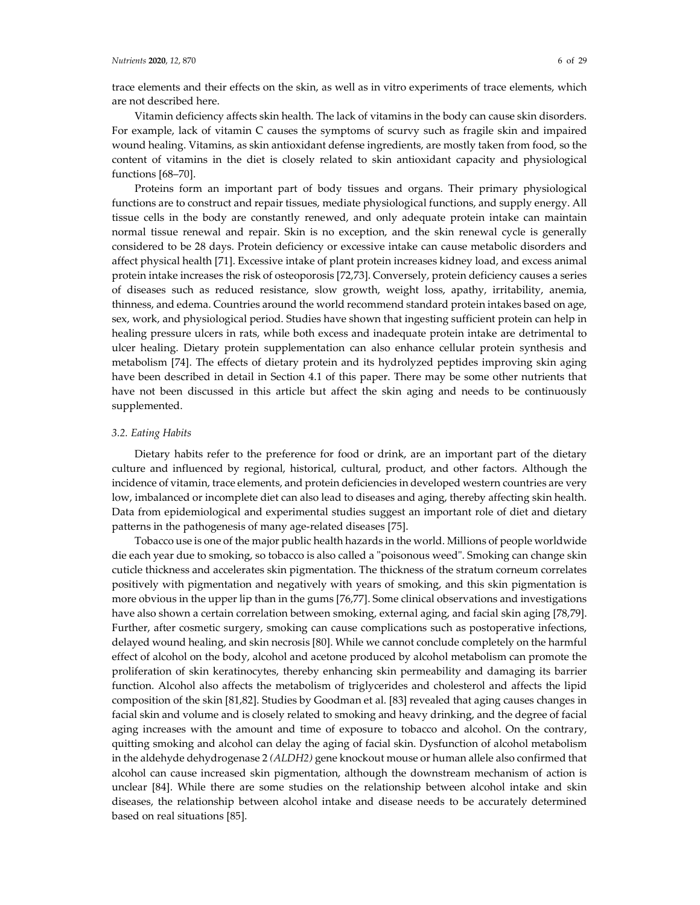trace elements and their effects on the skin, as well as in vitro experiments of trace elements, which are not described here.

Vitamin deficiency affects skin health. The lack of vitamins in the body can cause skin disorders. For example, lack of vitamin C causes the symptoms of scurvy such as fragile skin and impaired wound healing. Vitamins, as skin antioxidant defense ingredients, are mostly taken from food, so the content of vitamins in the diet is closely related to skin antioxidant capacity and physiological functions [68–70].

Proteins form an important part of body tissues and organs. Their primary physiological functions are to construct and repair tissues, mediate physiological functions, and supply energy. All tissue cells in the body are constantly renewed, and only adequate protein intake can maintain normal tissue renewal and repair. Skin is no exception, and the skin renewal cycle is generally considered to be 28 days. Protein deficiency or excessive intake can cause metabolic disorders and affect physical health [71]. Excessive intake of plant protein increases kidney load, and excess animal protein intake increases the risk of osteoporosis [72,73]. Conversely, protein deficiency causes a series of diseases such as reduced resistance, slow growth, weight loss, apathy, irritability, anemia, thinness, and edema. Countries around the world recommend standard protein intakes based on age, sex, work, and physiological period. Studies have shown that ingesting sufficient protein can help in healing pressure ulcers in rats, while both excess and inadequate protein intake are detrimental to ulcer healing. Dietary protein supplementation can also enhance cellular protein synthesis and metabolism [74]. The effects of dietary protein and its hydrolyzed peptides improving skin aging have been described in detail in Section 4.1 of this paper. There may be some other nutrients that have not been discussed in this article but affect the skin aging and needs to be continuously supplemented.

### 3.2. Eating Habits

Dietary habits refer to the preference for food or drink, are an important part of the dietary culture and influenced by regional, historical, cultural, product, and other factors. Although the incidence of vitamin, trace elements, and protein deficiencies in developed western countries are very low, imbalanced or incomplete diet can also lead to diseases and aging, thereby affecting skin health. Data from epidemiological and experimental studies suggest an important role of diet and dietary patterns in the pathogenesis of many age-related diseases [75].

Tobacco use is one of the major public health hazards in the world. Millions of people worldwide die each year due to smoking, so tobacco is also called a "poisonous weed". Smoking can change skin cuticle thickness and accelerates skin pigmentation. The thickness of the stratum corneum correlates positively with pigmentation and negatively with years of smoking, and this skin pigmentation is more obvious in the upper lip than in the gums [76,77]. Some clinical observations and investigations have also shown a certain correlation between smoking, external aging, and facial skin aging [78,79]. Further, after cosmetic surgery, smoking can cause complications such as postoperative infections, delayed wound healing, and skin necrosis [80]. While we cannot conclude completely on the harmful effect of alcohol on the body, alcohol and acetone produced by alcohol metabolism can promote the proliferation of skin keratinocytes, thereby enhancing skin permeability and damaging its barrier function. Alcohol also affects the metabolism of triglycerides and cholesterol and affects the lipid composition of the skin [81,82]. Studies by Goodman et al. [83] revealed that aging causes changes in facial skin and volume and is closely related to smoking and heavy drinking, and the degree of facial aging increases with the amount and time of exposure to tobacco and alcohol. On the contrary, quitting smoking and alcohol can delay the aging of facial skin. Dysfunction of alcohol metabolism in the aldehyde dehydrogenase 2 *(ALDH2)* gene knockout mouse or human allele also confirmed that alcohol can cause increased skin pigmentation, although the downstream mechanism of action is unclear [84]. While there are some studies on the relationship between alcohol intake and skin diseases, the relationship between alcohol intake and disease needs to be accurately determined based on real situations [85].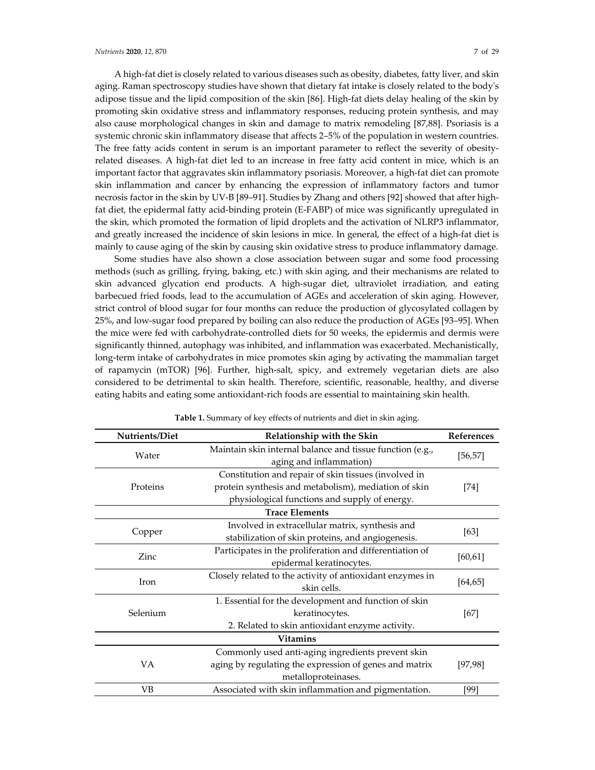A high-fat diet is closely related to various diseases such as obesity, diabetes, fatty liver, and skin aging. Raman spectroscopy studies have shown that dietary fat intake is closely related to the body's adipose tissue and the lipid composition of the skin [86]. High-fat diets delay healing of the skin by promoting skin oxidative stress and inflammatory responses, reducing protein synthesis, and may also cause morphological changes in skin and damage to matrix remodeling [87,88]. Psoriasis is a systemic chronic skin inflammatory disease that affects 2–5% of the population in western countries. The free fatty acids content in serum is an important parameter to reflect the severity of obesity-related diseases. A high-fat diet led to an increase in free fatty acid content in mice, which is an important factor that aggravates skin inflammatory psoriasis. Moreover, a high-fat diet can promote skin inflammation and cancer by enhancing the expression of inflammatory factors and tumor necrosis factor in the skin by UV-B [89–91]. Studies by Zhang and others [92] showed that after high-fat diet, the epidermal fatty acid-binding protein (E-FABP) of mice was significantly upregulated in the skin, which promoted the formation of lipid droplets and the activation of NLRP3 inflammator, and greatly increased the incidence of skin lesions in mice. In general, the effect of a high-fat diet is mainly to cause aging of the skin by causing skin oxidative stress to produce inflammatory damage.

Some studies have also shown a close association between sugar and some food processing methods (such as grilling, frying, baking, etc.) with skin aging, and their mechanisms are related to skin advanced glycation end products. A high-sugar diet, ultraviolet irradiation, and eating barbecued fried foods, lead to the accumulation of AGEs and acceleration of skin aging. However, strict control of blood sugar for four months can reduce the production of glycosylated collagen by 25%, and low-sugar food prepared by boiling can also reduce the production of AGEs [93–95]. When the mice were fed with carbohydrate-controlled diets for 50 weeks, the epidermis and dermis were significantly thinned, autophagy was inhibited, and inflammation was exacerbated. Mechanistically, long-term intake of carbohydrates in mice promotes skin aging by activating the mammalian target of rapamycin (mTOR) [96]. Further, high-salt, spicy, and extremely vegetarian diets are also considered to be detrimental to skin health. Therefore, scientific, reasonable, healthy, and diverse eating habits and eating some antioxidant-rich foods are essential to maintaining skin health.

**Table 1.** Summary of key effects of nutrients and diet in skin aging.

| Nutrients/Diet | Relationship with the Skin | References |
| --- | --- | --- |
| Water | Maintain skin internal balance and tissue function (e.g., aging and inflammation) | [56,57] |
| Proteins | Constitution and repair of skin tissues (involved in protein synthesis and metabolism), mediation of skin physiological functions and supply of energy. | [74] |
| **Trace Elements** | | |
| Copper | Involved in extracellular matrix, synthesis and stabilization of skin proteins, and angiogenesis. | [63] |
| Zinc | Participates in the proliferation and differentiation of epidermal keratinocytes. | [60,61] |
| Iron | Closely related to the activity of antioxidant enzymes in skin cells. | [64,65] |
| Selenium | 1. Essential for the development and function of skin keratinocytes. 2. Related to skin antioxidant enzyme activity. | [67] |
| **Vitamins** | | |
| VA | Commonly used anti-aging ingredients prevent skin aging by regulating the expression of genes and matrix metalloproteinases. | [97,98] |
| VB | Associated with skin inflammation and pigmentation. | [99] |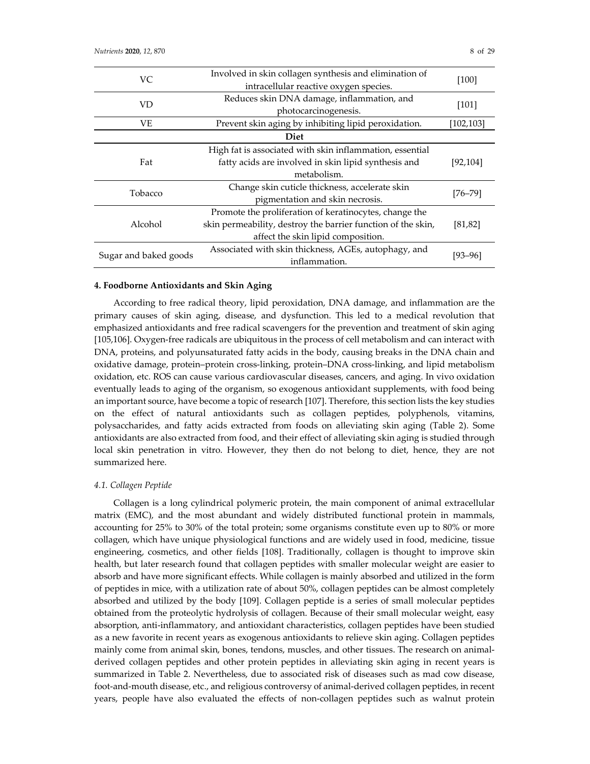| | | |
|---|---|---|
| VC | Involved in skin collagen synthesis and elimination of intracellular reactive oxygen species. | [100] |
| VD | Reduces skin DNA damage, inflammation, and photocarcinogenesis. | [101] |
| VE | Prevent skin aging by inhibiting lipid peroxidation. | [102,103] |
| **Diet** | | |
| Fat | High fat is associated with skin inflammation, essential fatty acids are involved in skin lipid synthesis and metabolism. | [92,104] |
| Tobacco | Change skin cuticle thickness, accelerate skin pigmentation and skin necrosis. | [76–79] |
| Alcohol | Promote the proliferation of keratinocytes, change the skin permeability, destroy the barrier function of the skin, affect the skin lipid composition. | [81,82] |
| Sugar and baked goods | Associated with skin thickness, AGEs, autophagy, and inflammation. | [93–96] |

## 4. Foodborne Antioxidants and Skin Aging

According to free radical theory, lipid peroxidation, DNA damage, and inflammation are the primary causes of skin aging, disease, and dysfunction. This led to a medical revolution that emphasized antioxidants and free radical scavengers for the prevention and treatment of skin aging [105,106]. Oxygen-free radicals are ubiquitous in the process of cell metabolism and can interact with DNA, proteins, and polyunsaturated fatty acids in the body, causing breaks in the DNA chain and oxidative damage, protein–protein cross-linking, protein–DNA cross-linking, and lipid metabolism oxidation, etc. ROS can cause various cardiovascular diseases, cancers, and aging. In vivo oxidation eventually leads to aging of the organism, so exogenous antioxidant supplements, with food being an important source, have become a topic of research [107]. Therefore, this section lists the key studies on the effect of natural antioxidants such as collagen peptides, polyphenols, vitamins, polysaccharides, and fatty acids extracted from foods on alleviating skin aging (Table 2). Some antioxidants are also extracted from food, and their effect of alleviating skin aging is studied through local skin penetration in vitro. However, they then do not belong to diet, hence, they are not summarized here.

### 4.1. Collagen Peptide

Collagen is a long cylindrical polymeric protein, the main component of animal extracellular matrix (EMC), and the most abundant and widely distributed functional protein in mammals, accounting for 25% to 30% of the total protein; some organisms constitute even up to 80% or more collagen, which have unique physiological functions and are widely used in food, medicine, tissue engineering, cosmetics, and other fields [108]. Traditionally, collagen is thought to improve skin health, but later research found that collagen peptides with smaller molecular weight are easier to absorb and have more significant effects. While collagen is mainly absorbed and utilized in the form of peptides in mice, with a utilization rate of about 50%, collagen peptides can be almost completely absorbed and utilized by the body [109]. Collagen peptide is a series of small molecular peptides obtained from the proteolytic hydrolysis of collagen. Because of their small molecular weight, easy absorption, anti-inflammatory, and antioxidant characteristics, collagen peptides have been studied as a new favorite in recent years as exogenous antioxidants to relieve skin aging. Collagen peptides mainly come from animal skin, bones, tendons, muscles, and other tissues. The research on animal-derived collagen peptides and other protein peptides in alleviating skin aging in recent years is summarized in Table 2. Nevertheless, due to associated risk of diseases such as mad cow disease, foot-and-mouth disease, etc., and religious controversy of animal-derived collagen peptides, in recent years, people have also evaluated the effects of non-collagen peptides such as walnut protein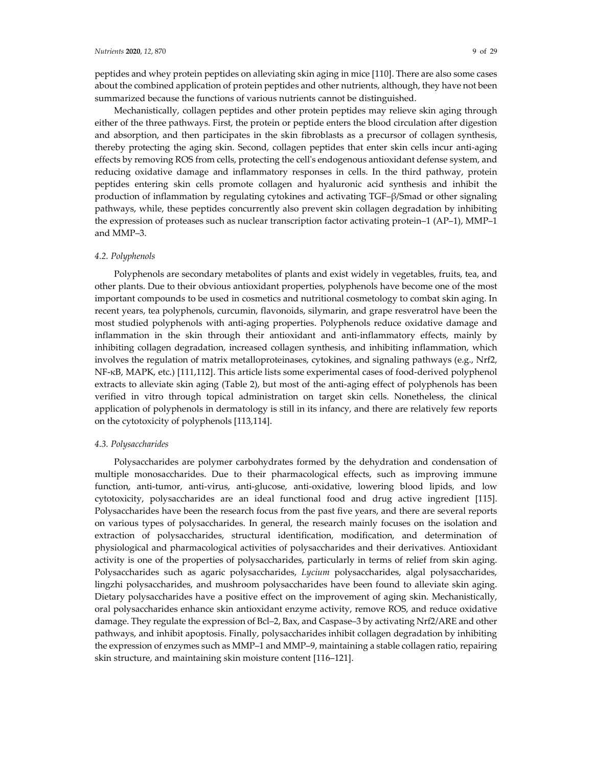peptides and whey protein peptides on alleviating skin aging in mice [110]. There are also some cases about the combined application of protein peptides and other nutrients, although, they have not been summarized because the functions of various nutrients cannot be distinguished.

Mechanistically, collagen peptides and other protein peptides may relieve skin aging through either of the three pathways. First, the protein or peptide enters the blood circulation after digestion and absorption, and then participates in the skin fibroblasts as a precursor of collagen synthesis, thereby protecting the aging skin. Second, collagen peptides that enter skin cells incur anti-aging effects by removing ROS from cells, protecting the cell's endogenous antioxidant defense system, and reducing oxidative damage and inflammatory responses in cells. In the third pathway, protein peptides entering skin cells promote collagen and hyaluronic acid synthesis and inhibit the production of inflammation by regulating cytokines and activating TGF–β/Smad or other signaling pathways, while, these peptides concurrently also prevent skin collagen degradation by inhibiting the expression of proteases such as nuclear transcription factor activating protein–1 (AP–1), MMP–1 and MMP–3.

### 4.2. Polyphenols

Polyphenols are secondary metabolites of plants and exist widely in vegetables, fruits, tea, and other plants. Due to their obvious antioxidant properties, polyphenols have become one of the most important compounds to be used in cosmetics and nutritional cosmetology to combat skin aging. In recent years, tea polyphenols, curcumin, flavonoids, silymarin, and grape resveratrol have been the most studied polyphenols with anti-aging properties. Polyphenols reduce oxidative damage and inflammation in the skin through their antioxidant and anti-inflammatory effects, mainly by inhibiting collagen degradation, increased collagen synthesis, and inhibiting inflammation, which involves the regulation of matrix metalloproteinases, cytokines, and signaling pathways (e.g., Nrf2, NF-κB, MAPK, etc.) [111,112]. This article lists some experimental cases of food-derived polyphenol extracts to alleviate skin aging (Table 2), but most of the anti-aging effect of polyphenols has been verified in vitro through topical administration on target skin cells. Nonetheless, the clinical application of polyphenols in dermatology is still in its infancy, and there are relatively few reports on the cytotoxicity of polyphenols [113,114].

### 4.3. Polysaccharides

Polysaccharides are polymer carbohydrates formed by the dehydration and condensation of multiple monosaccharides. Due to their pharmacological effects, such as improving immune function, anti-tumor, anti-virus, anti-glucose, anti-oxidative, lowering blood lipids, and low cytotoxicity, polysaccharides are an ideal functional food and drug active ingredient [115]. Polysaccharides have been the research focus from the past five years, and there are several reports on various types of polysaccharides. In general, the research mainly focuses on the isolation and extraction of polysaccharides, structural identification, modification, and determination of physiological and pharmacological activities of polysaccharides and their derivatives. Antioxidant activity is one of the properties of polysaccharides, particularly in terms of relief from skin aging. Polysaccharides such as agaric polysaccharides, *Lycium* polysaccharides, algal polysaccharides, lingzhi polysaccharides, and mushroom polysaccharides have been found to alleviate skin aging. Dietary polysaccharides have a positive effect on the improvement of aging skin. Mechanistically, oral polysaccharides enhance skin antioxidant enzyme activity, remove ROS, and reduce oxidative damage. They regulate the expression of Bcl–2, Bax, and Caspase–3 by activating Nrf2/ARE and other pathways, and inhibit apoptosis. Finally, polysaccharides inhibit collagen degradation by inhibiting the expression of enzymes such as MMP–1 and MMP–9, maintaining a stable collagen ratio, repairing skin structure, and maintaining skin moisture content [116–121].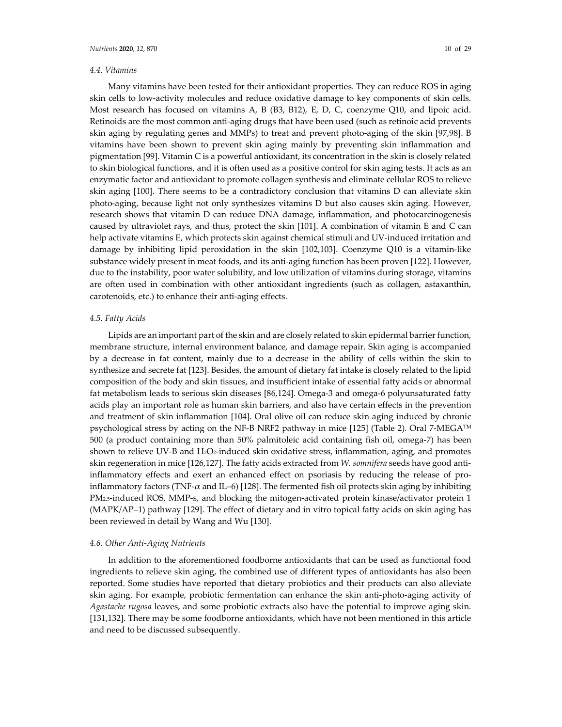### 4.4. Vitamins

Many vitamins have been tested for their antioxidant properties. They can reduce ROS in aging skin cells to low-activity molecules and reduce oxidative damage to key components of skin cells. Most research has focused on vitamins A, B (B3, B12), E, D, C, coenzyme Q10, and lipoic acid. Retinoids are the most common anti-aging drugs that have been used (such as retinoic acid prevents skin aging by regulating genes and MMPs) to treat and prevent photo-aging of the skin [97,98]. B vitamins have been shown to prevent skin aging mainly by preventing skin inflammation and pigmentation [99]. Vitamin C is a powerful antioxidant, its concentration in the skin is closely related to skin biological functions, and it is often used as a positive control for skin aging tests. It acts as an enzymatic factor and antioxidant to promote collagen synthesis and eliminate cellular ROS to relieve skin aging [100]. There seems to be a contradictory conclusion that vitamins D can alleviate skin photo-aging, because light not only synthesizes vitamins D but also causes skin aging. However, research shows that vitamin D can reduce DNA damage, inflammation, and photocarcinogenesis caused by ultraviolet rays, and thus, protect the skin [101]. A combination of vitamin E and C can help activate vitamins E, which protects skin against chemical stimuli and UV-induced irritation and damage by inhibiting lipid peroxidation in the skin [102,103]. Coenzyme Q10 is a vitamin-like substance widely present in meat foods, and its anti-aging function has been proven [122]. However, due to the instability, poor water solubility, and low utilization of vitamins during storage, vitamins are often used in combination with other antioxidant ingredients (such as collagen, astaxanthin, carotenoids, etc.) to enhance their anti-aging effects.

### 4.5. Fatty Acids

Lipids are an important part of the skin and are closely related to skin epidermal barrier function, membrane structure, internal environment balance, and damage repair. Skin aging is accompanied by a decrease in fat content, mainly due to a decrease in the ability of cells within the skin to synthesize and secrete fat [123]. Besides, the amount of dietary fat intake is closely related to the lipid composition of the body and skin tissues, and insufficient intake of essential fatty acids or abnormal fat metabolism leads to serious skin diseases [86,124]. Omega-3 and omega-6 polyunsaturated fatty acids play an important role as human skin barriers, and also have certain effects in the prevention and treatment of skin inflammation [104]. Oral olive oil can reduce skin aging induced by chronic psychological stress by acting on the NF-B NRF2 pathway in mice [125] (Table 2). Oral 7-MEGA™ 500 (a product containing more than 50% palmitoleic acid containing fish oil, omega-7) has been shown to relieve UV-B and $H_2O_2$-induced skin oxidative stress, inflammation, aging, and promotes skin regeneration in mice [126,127]. The fatty acids extracted from *W. somnifera* seeds have good anti-inflammatory effects and exert an enhanced effect on psoriasis by reducing the release of pro-inflammatory factors (TNF-$\alpha$ and IL–6) [128]. The fermented fish oil protects skin aging by inhibiting $PM_{2.5}$-induced ROS, MMP-s, and blocking the mitogen-activated protein kinase/activator protein 1 (MAPK/AP–1) pathway [129]. The effect of dietary and in vitro topical fatty acids on skin aging has been reviewed in detail by Wang and Wu [130].

### 4.6. Other Anti-Aging Nutrients

In addition to the aforementioned foodborne antioxidants that can be used as functional food ingredients to relieve skin aging, the combined use of different types of antioxidants has also been reported. Some studies have reported that dietary probiotics and their products can also alleviate skin aging. For example, probiotic fermentation can enhance the skin anti-photo-aging activity of *Agastache rugosa* leaves, and some probiotic extracts also have the potential to improve aging skin. [131,132]. There may be some foodborne antioxidants, which have not been mentioned in this article and need to be discussed subsequently.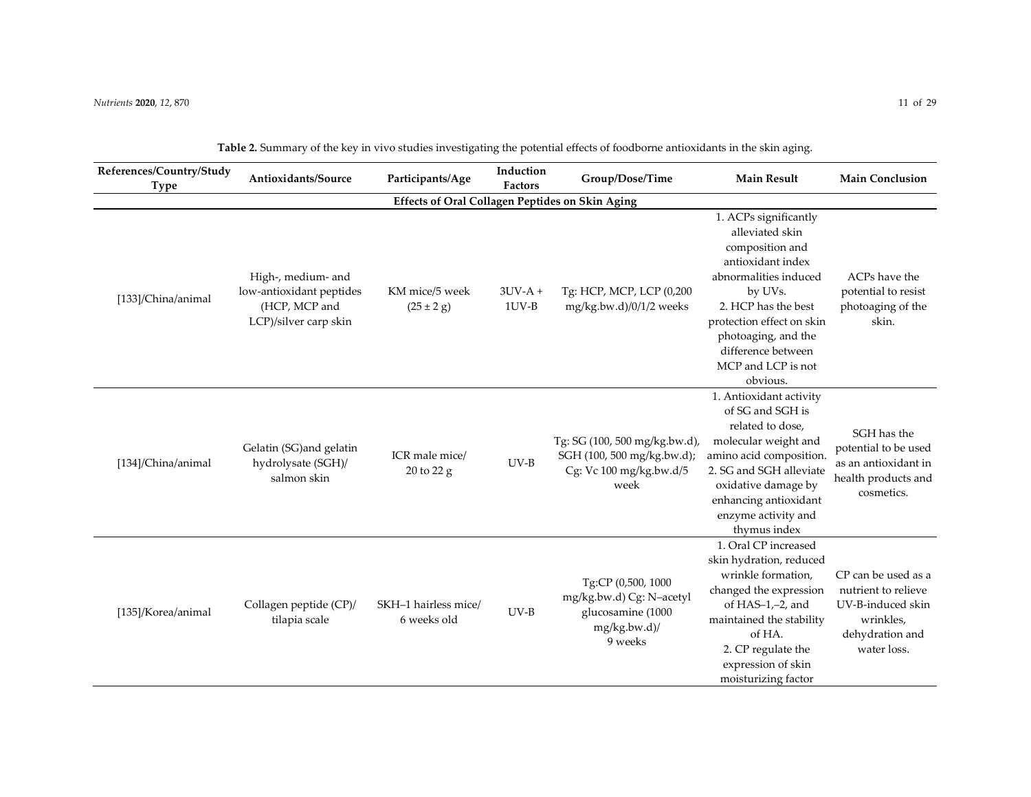**Table 2.** Summary of the key in vivo studies investigating the potential effects of foodborne antioxidants in the skin aging.

| References/Country/Study Type | Antioxidants/Source | Participants/Age | Induction Factors | Group/Dose/Time | Main Result | Main Conclusion |
|---|---|---|---|---|---|---|
| **Effects of Oral Collagen Peptides on Skin Aging** | | | | | | |
| [133]/China/animal | High-, medium- and low-antioxidant peptides (HCP, MCP and LCP)/silver carp skin | KM mice/5 week (25 ± 2 g) | 3UV-A + 1UV-B | Tg: HCP, MCP, LCP (0,200 mg/kg.bw.d)/0/1/2 weeks | 1. ACPs significantly alleviated skin composition and antioxidant index abnormalities induced by UVs. 2. HCP has the best protection effect on skin photoaging, and the difference between MCP and LCP is not obvious. | ACPs have the potential to resist photoaging of the skin. |
| [134]/China/animal | Gelatin (SG)and gelatin hydrolysate (SGH)/ salmon skin | ICR male mice/ 20 to 22 g | UV-B | Tg: SG (100, 500 mg/kg.bw.d), SGH (100, 500 mg/kg.bw.d); Cg: Vc 100 mg/kg.bw.d/5 week | 1. Antioxidant activity of SG and SGH is related to dose, molecular weight and amino acid composition. 2. SG and SGH alleviate oxidative damage by enhancing antioxidant enzyme activity and thymus index | SGH has the potential to be used as an antioxidant in health products and cosmetics. |
| [135]/Korea/animal | Collagen peptide (CP)/ tilapia scale | SKH–1 hairless mice/ 6 weeks old | UV-B | Tg:CP (0,500, 1000 mg/kg.bw.d) Cg: N–acetyl glucosamine (1000 mg/kg.bw.d)/ 9 weeks | 1. Oral CP increased skin hydration, reduced wrinkle formation, changed the expression of HAS–1,–2, and maintained the stability of HA. 2. CP regulate the expression of skin moisturizing factor | CP can be used as a nutrient to relieve UV-B-induced skin wrinkles, dehydration and water loss. |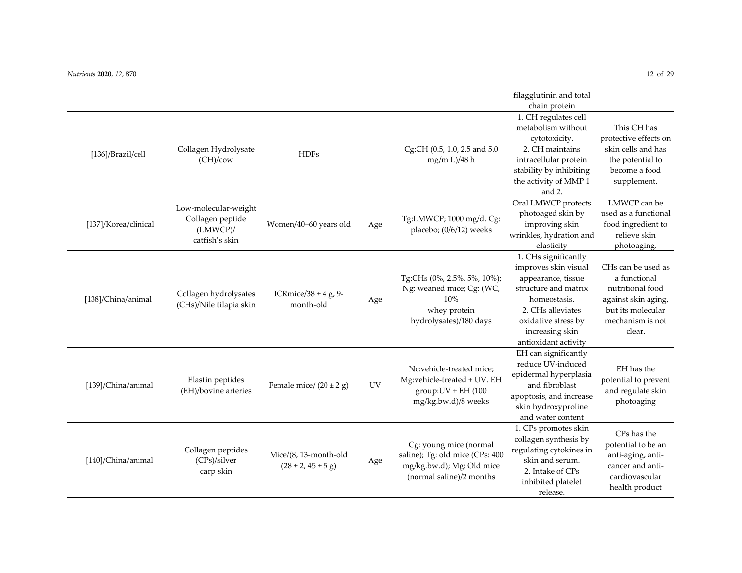| | | | | | filagglutinin and total chain protein | |
|---|---|---|---|---|---|---|
| [136]/Brazil/cell | Collagen Hydrolysate (CH)/cow | HDFs | | Cg:CH (0.5, 1.0, 2.5 and 5.0 mg/m L)/48 h | 1. CH regulates cell metabolism without cytotoxicity. 2. CH maintains intracellular protein stability by inhibiting the activity of MMP 1 and 2. | This CH has protective effects on skin cells and has the potential to become a food supplement. |
| [137]/Korea/clinical | Low-molecular-weight Collagen peptide (LMWCP)/ catfish's skin | Women/40–60 years old | Age | Tg:LMWCP; 1000 mg/d. Cg: placebo; (0/6/12) weeks | Oral LMWCP protects photoaged skin by improving skin wrinkles, hydration and elasticity | LMWCP can be used as a functional food ingredient to relieve skin photoaging. |
| [138]/China/animal | Collagen hydrolysates (CHs)/Nile tilapia skin | ICRmice/38 ± 4 g, 9-month-old | Age | Tg:CHs (0%, 2.5%, 5%, 10%); Ng: weaned mice; Cg: (WC, 10% whey protein hydrolysates)/180 days | 1. CHs significantly improves skin visual appearance, tissue structure and matrix homeostasis. 2. CHs alleviates oxidative stress by increasing skin antioxidant activity | CHs can be used as a functional nutritional food against skin aging, but its molecular mechanism is not clear. |
| [139]/China/animal | Elastin peptides (EH)/bovine arteries | Female mice/ (20 ± 2 g) | UV | Nc:vehicle-treated mice; Mg:vehicle-treated + UV. EH group:UV + EH (100 mg/kg.bw.d)/8 weeks | EH can significantly reduce UV-induced epidermal hyperplasia and fibroblast apoptosis, and increase skin hydroxyproline and water content | EH has the potential to prevent and regulate skin photoaging |
| [140]/China/animal | Collagen peptides (CPs)/silver carp skin | Mice/(8, 13-month-old (28 ± 2, 45 ± 5 g) | Age | Cg: young mice (normal saline); Tg: old mice (CPs: 400 mg/kg.bw.d); Mg: Old mice (normal saline)/2 months | 1. CPs promotes skin collagen synthesis by regulating cytokines in skin and serum. 2. Intake of CPs inhibited platelet release. | CPs has the potential to be an anti-aging, anti-cancer and anti-cardiovascular health product |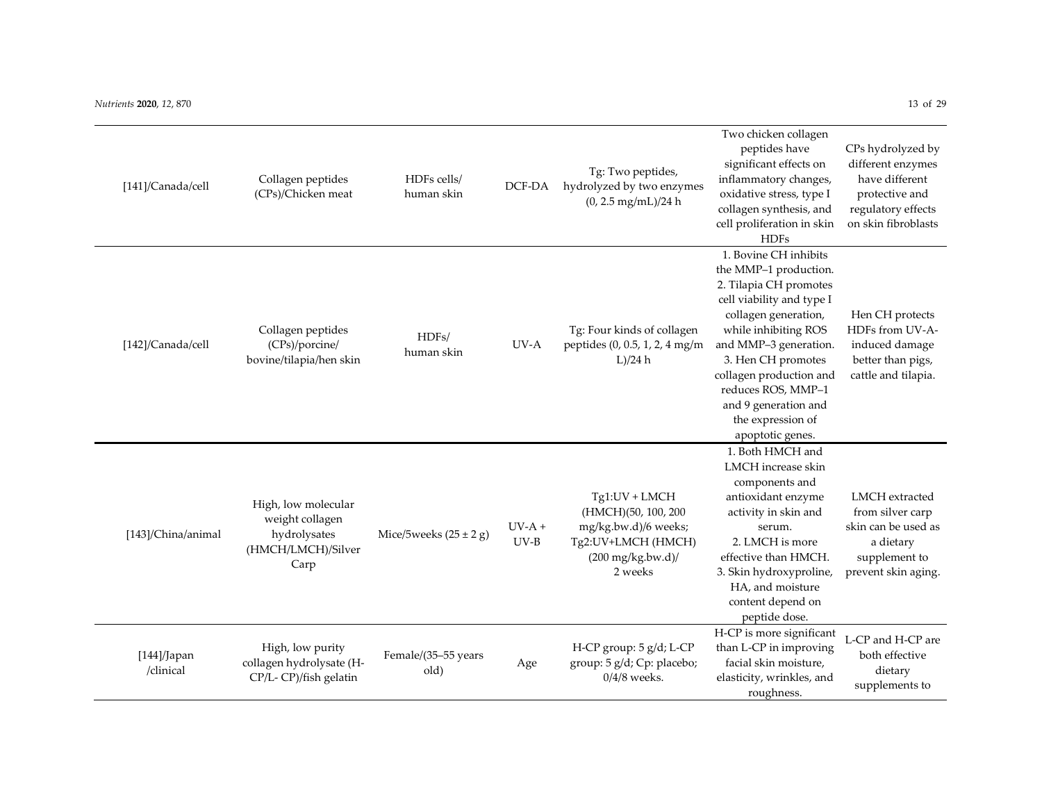| | | | | | | |
|---|---|---|---|---|---|---|
| [141]/Canada/cell | Collagen peptides (CPs)/Chicken meat | HDFs cells/ human skin | DCF-DA | Tg: Two peptides, hydrolyzed by two enzymes (0, 2.5 mg/mL)/24 h | Two chicken collagen peptides have significant effects on inflammatory changes, oxidative stress, type I collagen synthesis, and cell proliferation in skin HDFs | CPs hydrolyzed by different enzymes have different protective and regulatory effects on skin fibroblasts |
| [142]/Canada/cell | Collagen peptides (CPs)/porcine/ bovine/tilapia/hen skin | HDFs/ human skin | UV-A | Tg: Four kinds of collagen peptides (0, 0.5, 1, 2, 4 mg/mL)/24 h | 1. Bovine CH inhibits the MMP–1 production. 2. Tilapia CH promotes cell viability and type I collagen generation, while inhibiting ROS and MMP–3 generation. 3. Hen CH promotes collagen production and reduces ROS, MMP–1 and 9 generation and the expression of apoptotic genes. | Hen CH protects HDFs from UV-A-induced damage better than pigs, cattle and tilapia. |
| [143]/China/animal | High, low molecular weight collagen hydrolysates (HMCH/LMCH)/Silver Carp | Mice/5weeks (25 ± 2 g) | UV-A + UV-B | Tg1:UV + LMCH (HMCH)(50, 100, 200 mg/kg.bw.d)/6 weeks; Tg2:UV+LMCH (HMCH) (200 mg/kg.bw.d)/ 2 weeks | 1. Both HMCH and LMCH increase skin components and antioxidant enzyme activity in skin and serum. 2. LMCH is more effective than HMCH. 3. Skin hydroxyproline, HA, and moisture content depend on peptide dose. | LMCH extracted from silver carp skin can be used as a dietary supplement to prevent skin aging. |
| [144]/Japan /clinical | High, low purity collagen hydrolysate (H-CP/L- CP)/fish gelatin | Female/(35–55 years old) | Age | H-CP group: 5 g/d; L-CP group: 5 g/d; Cp: placebo; 0/4/8 weeks. | H-CP is more significant than L-CP in improving facial skin moisture, elasticity, wrinkles, and roughness. | L-CP and H-CP are both effective dietary supplements to |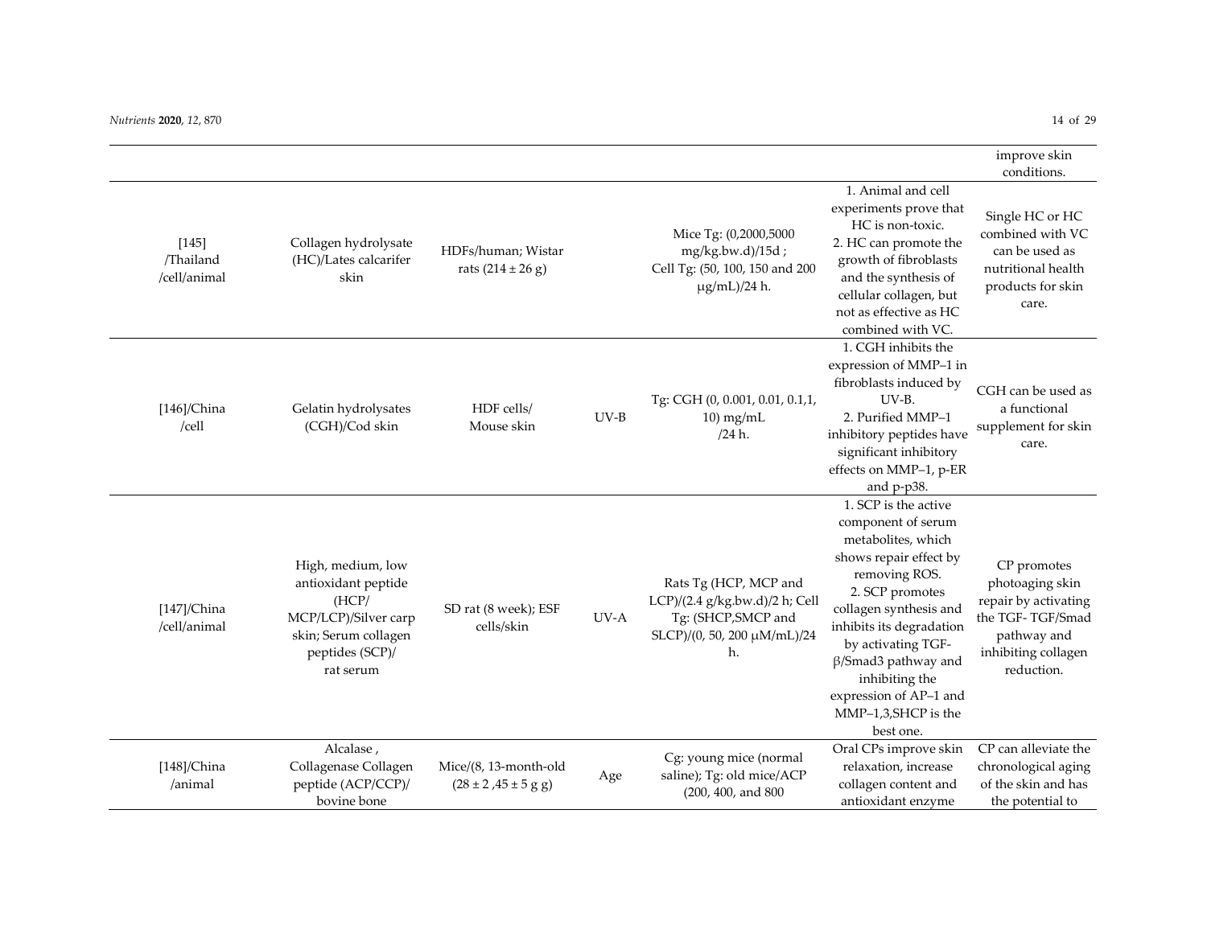| | | | | | | |
|---|---|---|---|---|---|---|
| | | | | | | improve skin conditions. |
| [145] /Thailand /cell/animal | Collagen hydrolysate (HC)/Lates calcarifer skin | HDFs/human; Wistar rats (214 ± 26 g) | | Mice Tg: (0,2000,5000 mg/kg.bw.d)/15d ; Cell Tg: (50, 100, 150 and 200 μg/mL)/24 h. | 1. Animal and cell experiments prove that HC is non-toxic. 2. HC can promote the growth of fibroblasts and the synthesis of cellular collagen, but not as effective as HC combined with VC. | Single HC or HC combined with VC can be used as nutritional health products for skin care. |
| [146]/China /cell | Gelatin hydrolysates (CGH)/Cod skin | HDF cells/ Mouse skin | UV-B | Tg: CGH (0, 0.001, 0.01, 0.1,1, 10) mg/mL /24 h. | 1. CGH inhibits the expression of MMP–1 in fibroblasts induced by UV-B. 2. Purified MMP–1 inhibitory peptides have significant inhibitory effects on MMP–1, p-ER and p-p38. | CGH can be used as a functional supplement for skin care. |
| [147]/China /cell/animal | High, medium, low antioxidant peptide (HCP/ MCP/LCP)/Silver carp skin; Serum collagen peptides (SCP)/ rat serum | SD rat (8 week); ESF cells/skin | UV-A | Rats Tg (HCP, MCP and LCP)/(2.4 g/kg.bw.d)/2 h; Cell Tg: (SHCP,SMCP and SLCP)/(0, 50, 200 μM/mL)/24 h. | 1. SCP is the active component of serum metabolites, which shows repair effect by removing ROS. 2. SCP promotes collagen synthesis and inhibits its degradation by activating TGF-β/Smad3 pathway and inhibiting the expression of AP–1 and MMP–1,3,SHCP is the best one. | CP promotes photoaging skin repair by activating the TGF- TGF/Smad pathway and inhibiting collagen reduction. |
| [148]/China /animal | Alcalase , Collagenase Collagen peptide (ACP/CCP)/ bovine bone | Mice/(8, 13-month-old (28 ± 2 ,45 ± 5 g g) | Age | Cg: young mice (normal saline); Tg: old mice/ACP (200, 400, and 800 | Oral CPs improve skin relaxation, increase collagen content and antioxidant enzyme | CP can alleviate the chronological aging of the skin and has the potential to |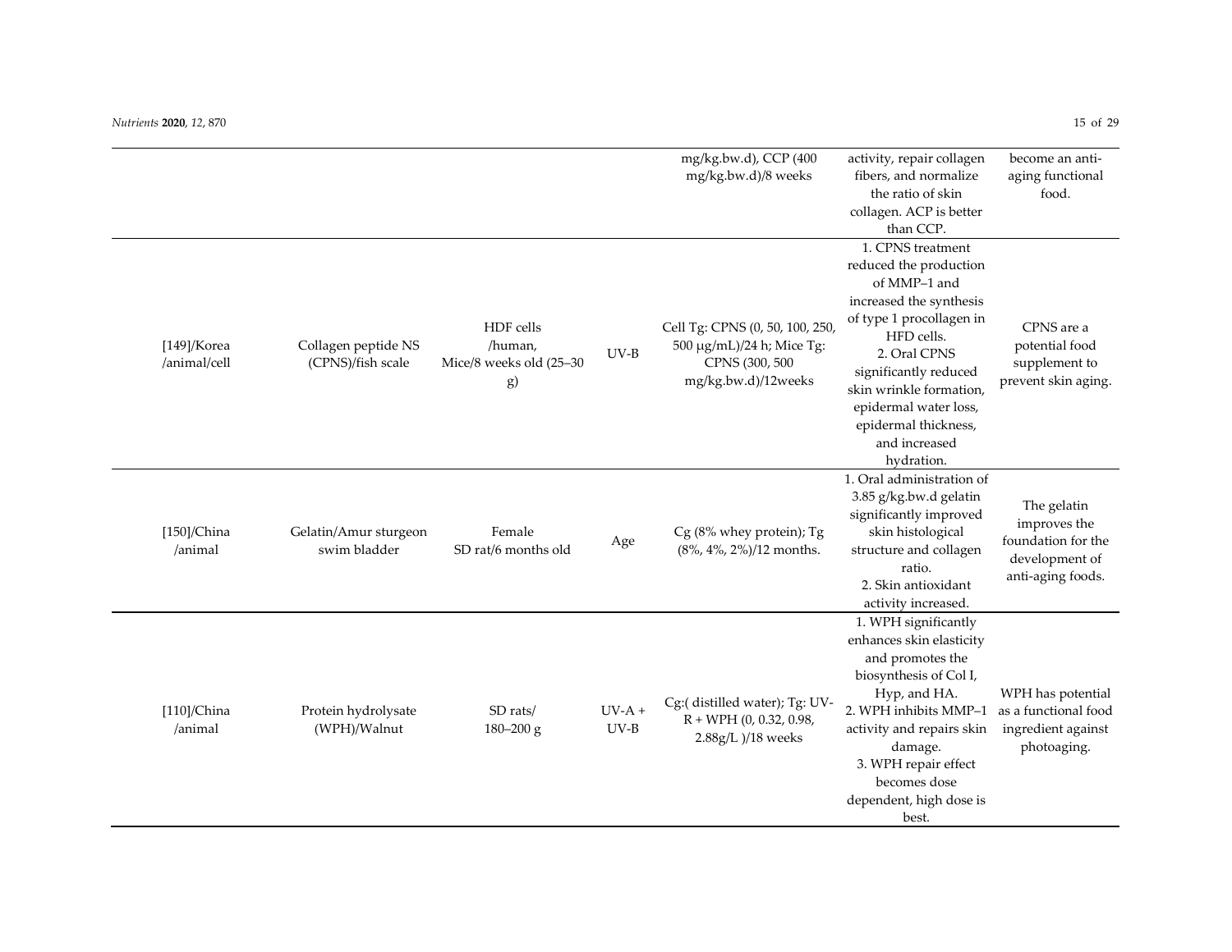|  |  |  |  |  |  |  |
|---|---|---|---|---|---|---|
|  |  |  |  | mg/kg.bw.d), CCP (400 mg/kg.bw.d)/8 weeks | activity, repair collagen fibers, and normalize the ratio of skin collagen. ACP is better than CCP. | become an anti-aging functional food. |
| [149]/Korea /animal/cell | Collagen peptide NS (CPNS)/fish scale | HDF cells /human, Mice/8 weeks old (25–30 g) | UV-B | Cell Tg: CPNS (0, 50, 100, 250, 500 μg/mL)/24 h; Mice Tg: CPNS (300, 500 mg/kg.bw.d)/12weeks | 1. CPNS treatment reduced the production of MMP–1 and increased the synthesis of type 1 procollagen in HFD cells. 2. Oral CPNS significantly reduced skin wrinkle formation, epidermal water loss, epidermal thickness, and increased hydration. | CPNS are a potential food supplement to prevent skin aging. |
| [150]/China /animal | Gelatin/Amur sturgeon swim bladder | Female SD rat/6 months old | Age | Cg (8% whey protein); Tg (8%, 4%, 2%)/12 months. | 1. Oral administration of 3.85 g/kg.bw.d gelatin significantly improved skin histological structure and collagen ratio. 2. Skin antioxidant activity increased. | The gelatin improves the foundation for the development of anti-aging foods. |
| [110]/China /animal | Protein hydrolysate (WPH)/Walnut | SD rats/ 180–200 g | UV-A + UV-B | Cg:( distilled water); Tg: UV-R + WPH (0, 0.32, 0.98, 2.88g/L )/18 weeks | 1. WPH significantly enhances skin elasticity and promotes the biosynthesis of Col I, Hyp, and HA. 2. WPH inhibits MMP–1 activity and repairs skin damage. 3. WPH repair effect becomes dose dependent, high dose is best. | WPH has potential as a functional food ingredient against photoaging. |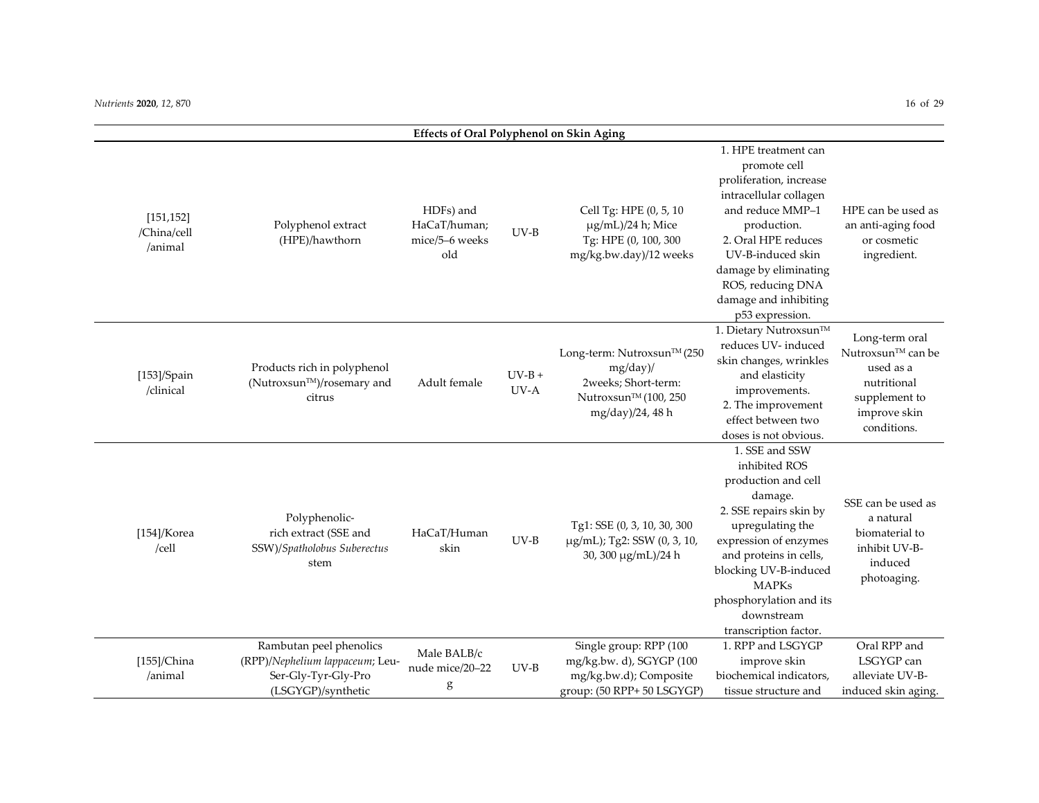| Effects of Oral Polyphenol on Skin Aging | | | | | | |
|---|---|---|---|---|---|---|
| [151,152] /China/cell /animal | Polyphenol extract (HPE)/hawthorn | HDFs) and HaCaT/human; mice/5–6 weeks old | UV-B | Cell Tg: HPE (0, 5, 10 μg/mL)/24 h; Mice Tg: HPE (0, 100, 300 mg/kg.bw.day)/12 weeks | 1. HPE treatment can promote cell proliferation, increase intracellular collagen and reduce MMP–1 production. 2. Oral HPE reduces UV-B-induced skin damage by eliminating ROS, reducing DNA damage and inhibiting p53 expression. | HPE can be used as an anti-aging food or cosmetic ingredient. |
| [153]/Spain /clinical | Products rich in polyphenol (Nutroxsun™)/rosemary and citrus | Adult female | UV-B + UV-A | Long-term: Nutroxsun™ (250 mg/day)/ 2weeks; Short-term: Nutroxsun™ (100, 250 mg/day)/24, 48 h | 1. Dietary Nutroxsun™ reduces UV- induced skin changes, wrinkles and elasticity improvements. 2. The improvement effect between two doses is not obvious. | Long-term oral Nutroxsun™ can be used as a nutritional supplement to improve skin conditions. |
| [154]/Korea /cell | Polyphenolic-rich extract (SSE and SSW)/*Spatholobus Suberectus* stem | HaCaT/Human skin | UV-B | Tg1: SSE (0, 3, 10, 30, 300 μg/mL); Tg2: SSW (0, 3, 10, 30, 300 μg/mL)/24 h | 1. SSE and SSW inhibited ROS production and cell damage. 2. SSE repairs skin by upregulating the expression of enzymes and proteins in cells, blocking UV-B-induced MAPKs phosphorylation and its downstream transcription factor. | SSE can be used as a natural biomaterial to inhibit UV-B-induced photoaging. |
| [155]/China /animal | Rambutan peel phenolics (RPP)/*Nephelium lappaceum*; Leu-Ser-Gly-Tyr-Gly-Pro (LSGYGP)/synthetic | Male BALB/c nude mice/20–22 g | UV-B | Single group: RPP (100 mg/kg.bw. d), SGYGP (100 mg/kg.bw.d); Composite group: (50 RPP+ 50 LSGYGP) | 1. RPP and LSGYGP improve skin biochemical indicators, tissue structure and | Oral RPP and LSGYGP can alleviate UV-B-induced skin aging. |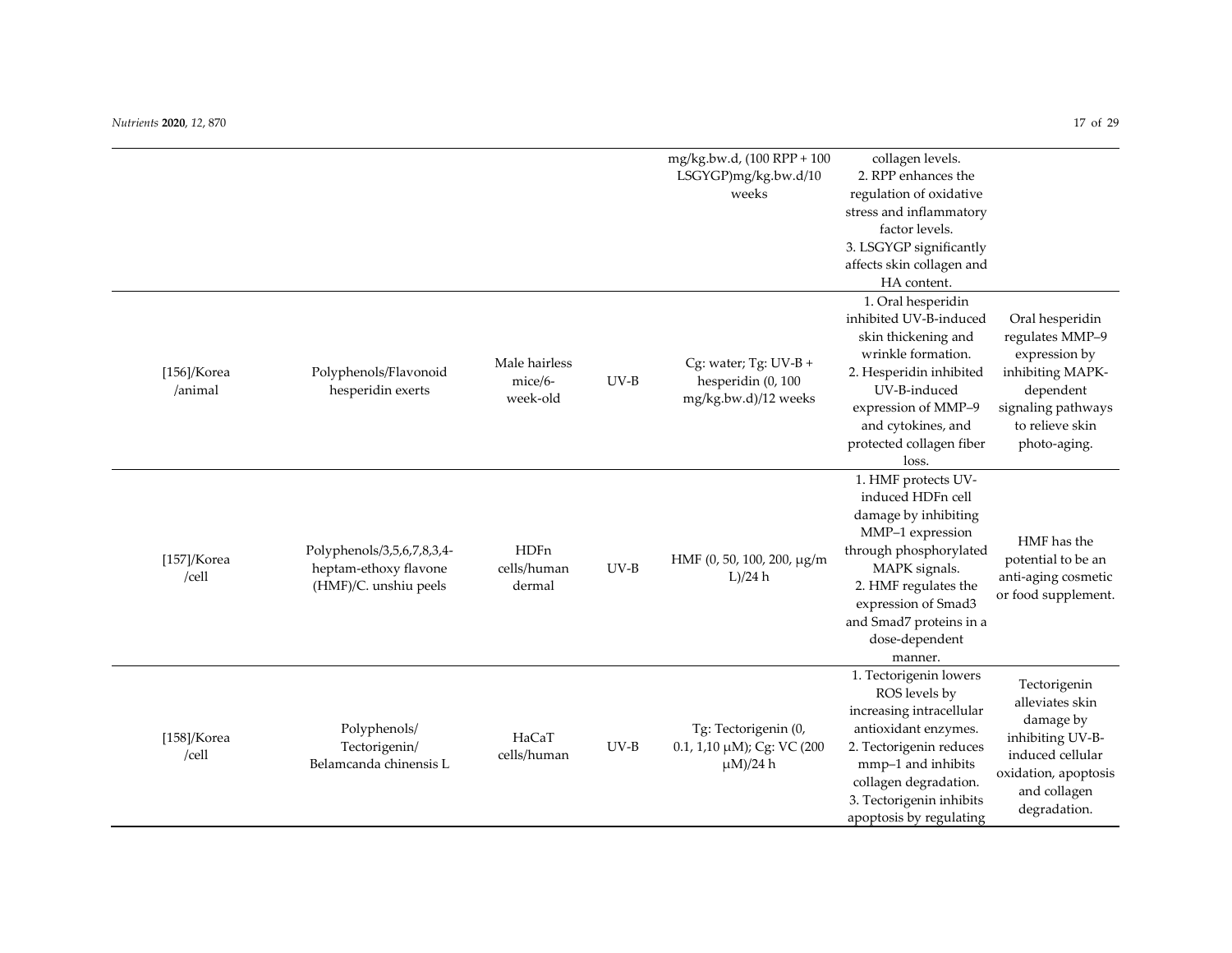| | | | | | | |
|---|---|---|---|---|---|---|
| | | | | mg/kg.bw.d, (100 RPP + 100 LSGYGP)mg/kg.bw.d/10 weeks | collagen levels. 2. RPP enhances the regulation of oxidative stress and inflammatory factor levels. 3. LSGYGP significantly affects skin collagen and HA content. | |
| [156]/Korea /animal | Polyphenols/Flavonoid hesperidin exerts | Male hairless mice/6-week-old | UV-B | Cg: water; Tg: UV-B + hesperidin (0, 100 mg/kg.bw.d)/12 weeks | 1. Oral hesperidin inhibited UV-B-induced skin thickening and wrinkle formation. 2. Hesperidin inhibited UV-B-induced expression of MMP–9 and cytokines, and protected collagen fiber loss. | Oral hesperidin regulates MMP–9 expression by inhibiting MAPK-dependent signaling pathways to relieve skin photo-aging. |
| [157]/Korea /cell | Polyphenols/3,5,6,7,8,3,4-heptam-ethoxy flavone (HMF)/C. unshiu peels | HDFn cells/human dermal | UV-B | HMF (0, 50, 100, 200, μg/mL)/24 h | 1. HMF protects UV-induced HDFn cell damage by inhibiting MMP–1 expression through phosphorylated MAPK signals. 2. HMF regulates the expression of Smad3 and Smad7 proteins in a dose-dependent manner. | HMF has the potential to be an anti-aging cosmetic or food supplement. |
| [158]/Korea /cell | Polyphenols/ Tectorigenin/ Belamcanda chinensis L | HaCaT cells/human | UV-B | Tg: Tectorigenin (0, 0.1, 1,10 μM); Cg: VC (200 μM)/24 h | 1. Tectorigenin lowers ROS levels by increasing intracellular antioxidant enzymes. 2. Tectorigenin reduces mmp–1 and inhibits collagen degradation. 3. Tectorigenin inhibits apoptosis by regulating | Tectorigenin alleviates skin damage by inhibiting UV-B-induced cellular oxidation, apoptosis and collagen degradation. |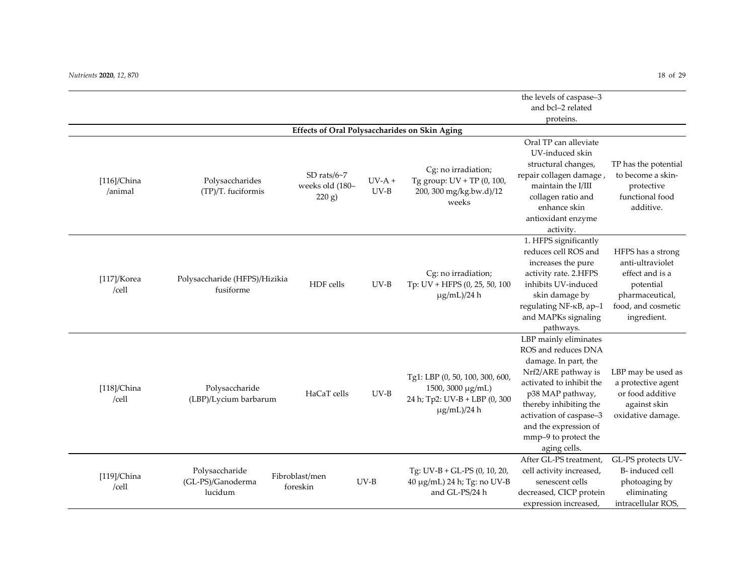| | | | | | | |
|---|---|---|---|---|---|---|
| | | | | | the levels of caspase–3 and bcl–2 related proteins. | |
| **Effects of Oral Polysaccharides on Skin Aging** | | | | | | |
| [116]/China /animal | Polysaccharides (TP)/T. fuciformis | SD rats/6~7 weeks old (180–220 g) | UV-A + UV-B | Cg: no irradiation; Tg group: UV + TP (0, 100, 200, 300 mg/kg.bw.d)/12 weeks | Oral TP can alleviate UV-induced skin structural changes, repair collagen damage , maintain the I/III collagen ratio and enhance skin antioxidant enzyme activity. | TP has the potential to become a skin-protective functional food additive. |
| [117]/Korea /cell | Polysaccharide (HFPS)/Hizikia fusiforme | HDF cells | UV-B | Cg: no irradiation; Tp: UV + HFPS (0, 25, 50, 100 μg/mL)/24 h | 1. HFPS significantly reduces cell ROS and increases the pure activity rate. 2.HFPS inhibits UV-induced skin damage by regulating NF-κB, ap–1 and MAPKs signaling pathways. | HFPS has a strong anti-ultraviolet effect and is a potential pharmaceutical, food, and cosmetic ingredient. |
| [118]/China /cell | Polysaccharide (LBP)/Lycium barbarum | HaCaT cells | UV-B | Tg1: LBP (0, 50, 100, 300, 600, 1500, 3000 μg/mL) 24 h; Tp2: UV-B + LBP (0, 300 μg/mL)/24 h | LBP mainly eliminates ROS and reduces DNA damage. In part, the Nrf2/ARE pathway is activated to inhibit the p38 MAP pathway, thereby inhibiting the activation of caspase–3 and the expression of mmp–9 to protect the aging cells. | LBP may be used as a protective agent or food additive against skin oxidative damage. |
| [119]/China /cell | Polysaccharide (GL-PS)/Ganoderma lucidum | Fibroblast/men foreskin | UV-B | Tg: UV-B + GL-PS (0, 10, 20, 40 μg/mL) 24 h; Tg: no UV-B and GL-PS/24 h | After GL-PS treatment, cell activity increased, senescent cells decreased, CICP protein expression increased, | GL-PS protects UV-B- induced cell photoaging by eliminating intracellular ROS, |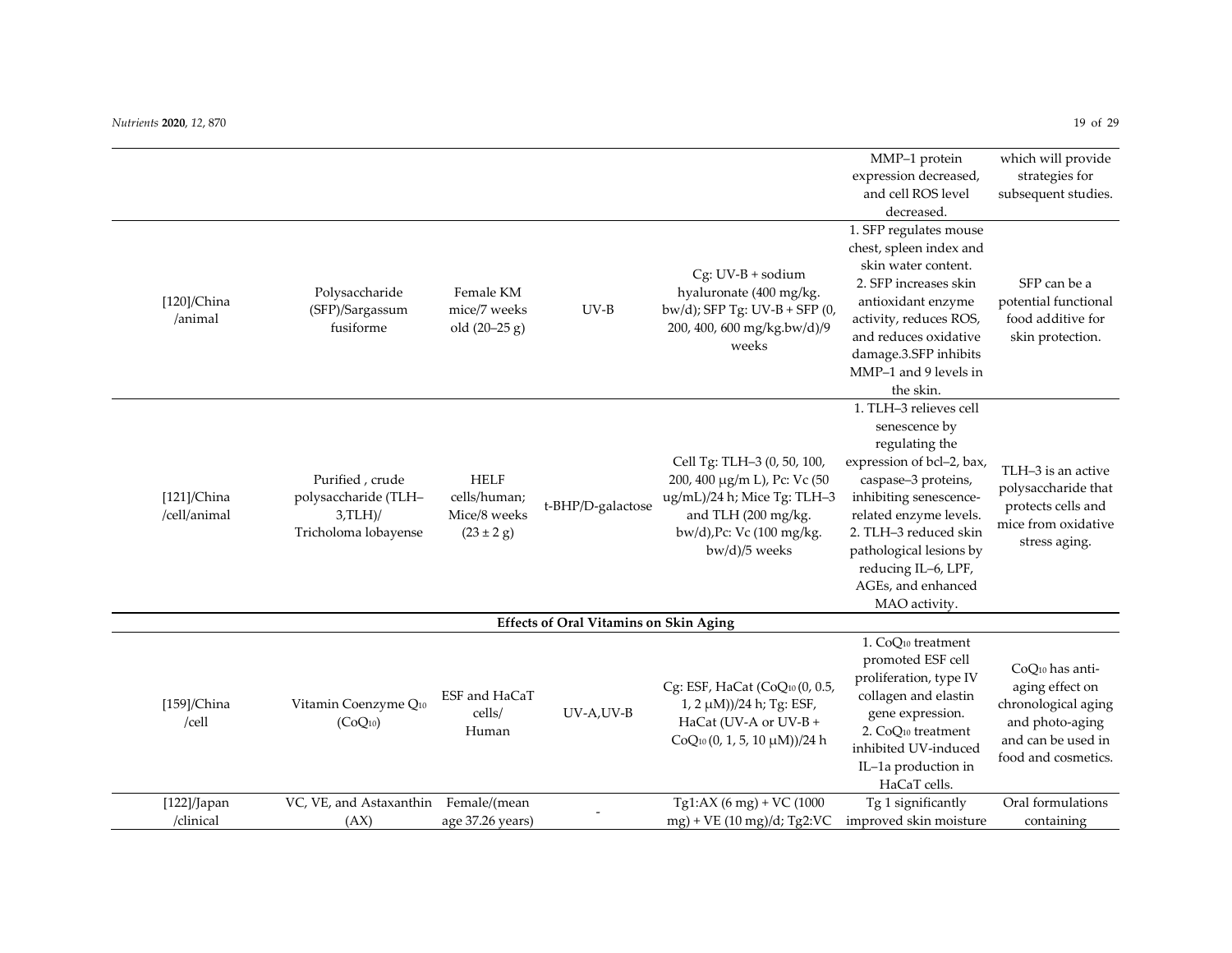|  |  |  |  |  |  |  |
|---|---|---|---|---|---|---|
|  |  |  |  |  | MMP–1 protein expression decreased, and cell ROS level decreased. | which will provide strategies for subsequent studies. |
| [120]/China /animal | Polysaccharide (SFP)/Sargassum fusiforme | Female KM mice/7 weeks old (20–25 g) | UV-B | Cg: UV-B + sodium hyaluronate (400 mg/kg. bw/d); SFP Tg: UV-B + SFP (0, 200, 400, 600 mg/kg.bw/d)/9 weeks | 1. SFP regulates mouse chest, spleen index and skin water content. 2. SFP increases skin antioxidant enzyme activity, reduces ROS, and reduces oxidative damage.3.SFP inhibits MMP–1 and 9 levels in the skin. | SFP can be a potential functional food additive for skin protection. |
| [121]/China /cell/animal | Purified , crude polysaccharide (TLH–3,TLH)/ Tricholoma lobayense | HELF cells/human; Mice/8 weeks $(23 \pm 2$ g) | t-BHP/D-galactose | Cell Tg: TLH–3 (0, 50, 100, 200, 400 μg/m L), Pc: Vc (50 ug/mL)/24 h; Mice Tg: TLH–3 and TLH (200 mg/kg. bw/d),Pc: Vc (100 mg/kg. bw/d)/5 weeks | 1. TLH–3 relieves cell senescence by regulating the expression of bcl–2, bax, caspase–3 proteins, inhibiting senescence-related enzyme levels. 2. TLH–3 reduced skin pathological lesions by reducing IL–6, LPF, AGEs, and enhanced MAO activity. | TLH–3 is an active polysaccharide that protects cells and mice from oxidative stress aging. |
| **Effects of Oral Vitamins on Skin Aging** |  |  |  |  |  |  |
| [159]/China /cell | Vitamin Coenzyme $Q_{10}$ ($CoQ_{10}$) | ESF and HaCaT cells/ Human | UV-A,UV-B | Cg: ESF, HaCat ($CoQ_{10}$ (0, 0.5, 1, 2 μM))/24 h; Tg: ESF, HaCaT (UV-A or UV-B + $CoQ_{10}$ (0, 1, 5, 10 μM))/24 h | 1. $CoQ_{10}$ treatment promoted ESF cell proliferation, type IV collagen and elastin gene expression. 2. $CoQ_{10}$ treatment inhibited UV-induced IL–1a production in HaCaT cells. | $CoQ_{10}$ has anti-aging effect on chronological aging and photo-aging and can be used in food and cosmetics. |
| [122]/Japan /clinical | VC, VE, and Astaxanthin (AX) | Female/(mean age 37.26 years) | - | Tg1:AX (6 mg) + VC (1000 mg) + VE (10 mg)/d; Tg2:VC | Tg 1 significantly improved skin moisture | Oral formulations containing |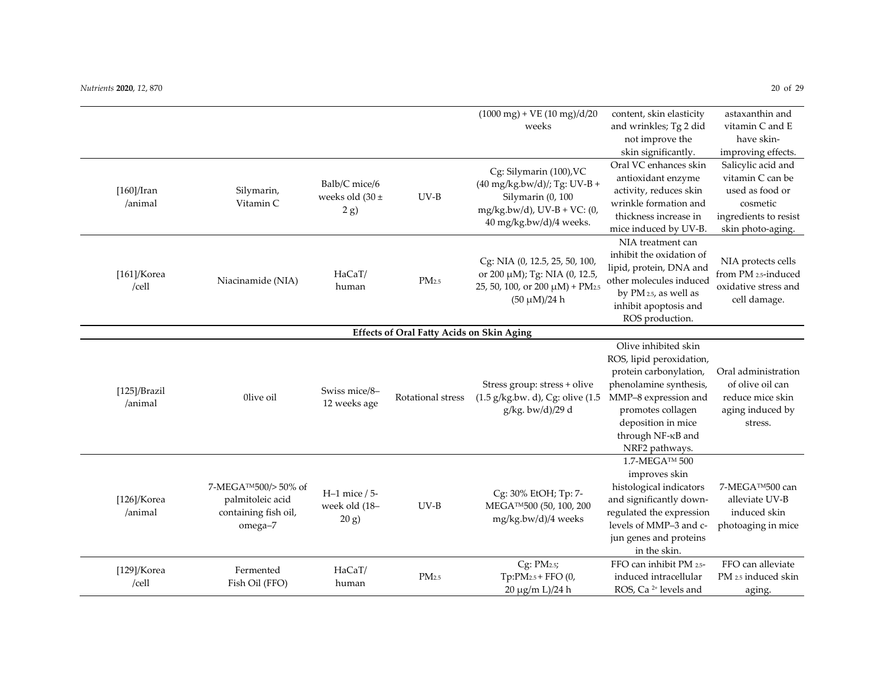| | | | | | | |
|---|---|---|---|---|---|---|
| | | | | (1000 mg) + VE (10 mg)/d/20 weeks | content, skin elasticity and wrinkles; Tg 2 did not improve the skin significantly. | astaxanthin and vitamin C and E have skin-improving effects. |
| [160]/Iran /animal | Silymarin, Vitamin C | Balb/C mice/6 weeks old (30 ± 2 g) | UV-B | Cg: Silymarin (100),VC (40 mg/kg.bw/d)/; Tg: UV-B + Silymarin (0, 100 mg/kg.bw/d), UV-B + VC: (0, 40 mg/kg.bw/d)/4 weeks. | Oral VC enhances skin antioxidant enzyme activity, reduces skin wrinkle formation and thickness increase in mice induced by UV-B. | Salicylic acid and vitamin C can be used as food or cosmetic ingredients to resist skin photo-aging. |
| [161]/Korea /cell | Niacinamide (NIA) | HaCaT/ human | $PM_{2.5}$ | Cg: NIA (0, 12.5, 25, 50, 100, or 200 μM); Tg: NIA (0, 12.5, 25, 50, 100, or 200 μM) + $PM_{2.5}$ (50 μM)/24 h | NIA treatment can inhibit the oxidation of lipid, protein, DNA and other molecules induced by $PM_{2.5}$, as well as inhibit apoptosis and ROS production. | NIA protects cells from $PM_{2.5}$-induced oxidative stress and cell damage. |
| **Effects of Oral Fatty Acids on Skin Aging** | | | | | | |
| [125]/Brazil /animal | 0live oil | Swiss mice/8–12 weeks age | Rotational stress | Stress group: stress + olive (1.5 g/kg.bw. d), Cg: olive (1.5 g/kg. bw/d)/29 d | Olive inhibited skin ROS, lipid peroxidation, protein carbonylation, phenolamine synthesis, MMP–8 expression and promotes collagen deposition in mice through NF-κB and NRF2 pathways. | Oral administration of olive oil can reduce mice skin aging induced by stress. |
| [126]/Korea /animal | 7-MEGA™500/> 50% of palmitoleic acid containing fish oil, omega–7 | H–1 mice / 5-week old (18–20 g) | UV-B | Cg: 30% EtOH; Tp: 7-MEGA™500 (50, 100, 200 mg/kg.bw/d)/4 weeks | 1.7-MEGA™ 500 improves skin histological indicators and significantly down-regulated the expression levels of MMP–3 and c-jun genes and proteins in the skin. | 7-MEGA™500 can alleviate UV-B induced skin photoaging in mice |
| [129]/Korea /cell | Fermented Fish Oil (FFO) | HaCaT/ human | $PM_{2.5}$ | Cg: $PM_{2.5}$; Tp:$PM_{2.5}$ + FFO (0, 20 μg/m L)/24 h | FFO can inhibit $PM_{2.5}$-induced intracellular ROS, $Ca^{2+}$ levels and | FFO can alleviate $PM_{2.5}$ induced skin aging. |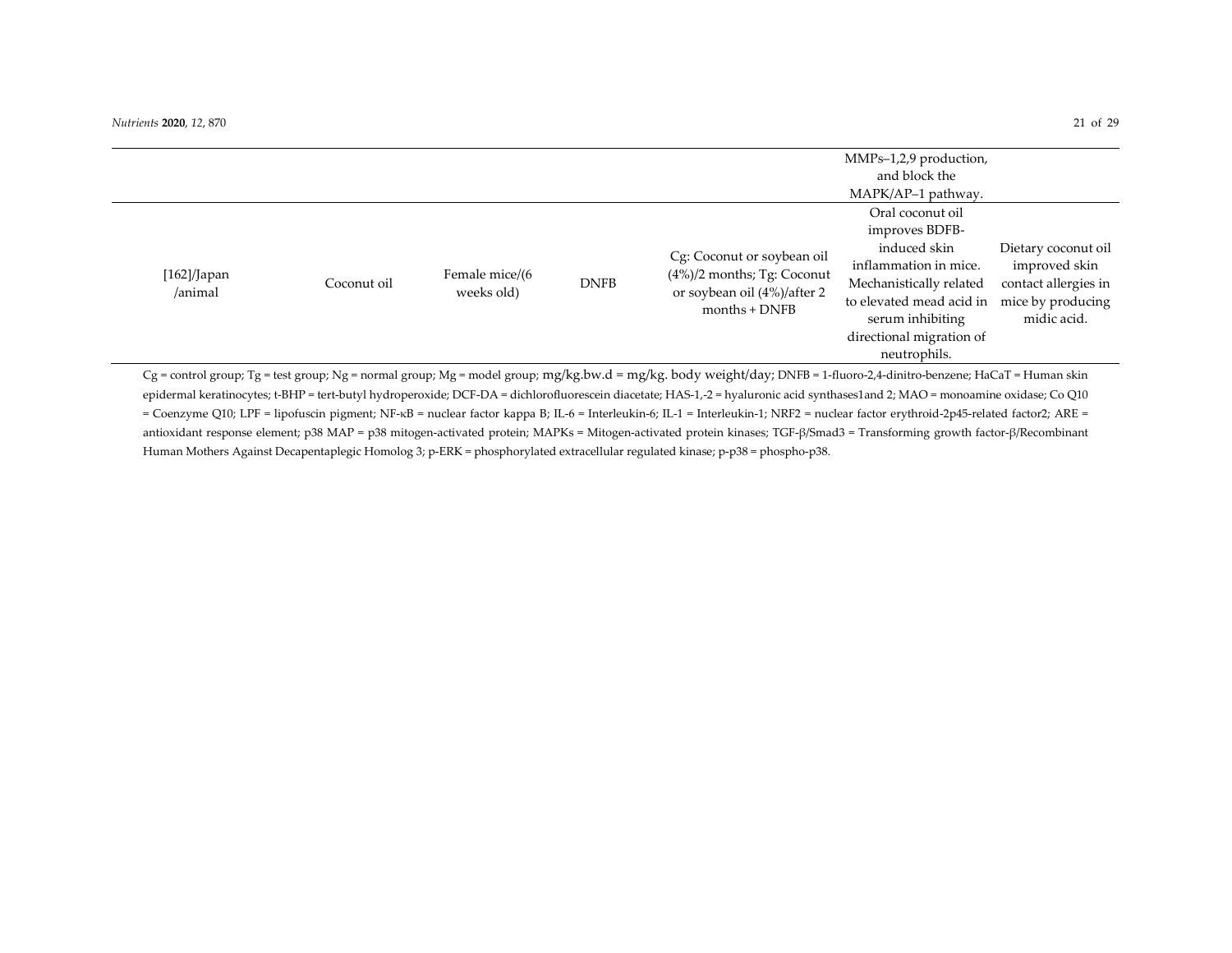| | | | | | | |
|---|---|---|---|---|---|---|
| | | | | | MMPs–1,2,9 production, and block the MAPK/AP–1 pathway. | |
| [162]/Japan /animal | Coconut oil | Female mice/(6 weeks old) | DNFB | Cg: Coconut or soybean oil (4%)/2 months; Tg: Coconut or soybean oil (4%)/after 2 months + DNFB | Oral coconut oil improves BDFB-induced skin inflammation in mice. Mechanistically related to elevated mead acid in serum inhibiting directional migration of neutrophils. | Dietary coconut oil improved skin contact allergies in mice by producing midic acid. |

Cg = control group; Tg = test group; Ng = normal group; Mg = model group; mg/kg.bw.d = mg/kg. body weight/day; DNFB = 1-fluoro-2,4-dinitro-benzene; HaCaT = Human skin epidermal keratinocytes; t-BHP = tert-butyl hydroperoxide; DCF-DA = dichlorofluorescein diacetate; HAS-1,-2 = hyaluronic acid synthases1and 2; MAO = monoamine oxidase; Co Q10 = Coenzyme Q10; LPF = lipofuscin pigment; NF-κB = nuclear factor kappa B; IL-6 = Interleukin-6; IL-1 = Interleukin-1; NRF2 = nuclear factor erythroid-2p45-related factor2; ARE = antioxidant response element; p38 MAP = p38 mitogen-activated protein; MAPKs = Mitogen-activated protein kinases; TGF-β/Smad3 = Transforming growth factor-β/Recombinant Human Mothers Against Decapentaplegic Homolog 3; p-ERK = phosphorylated extracellular regulated kinase; p-p38 = phospho-p38.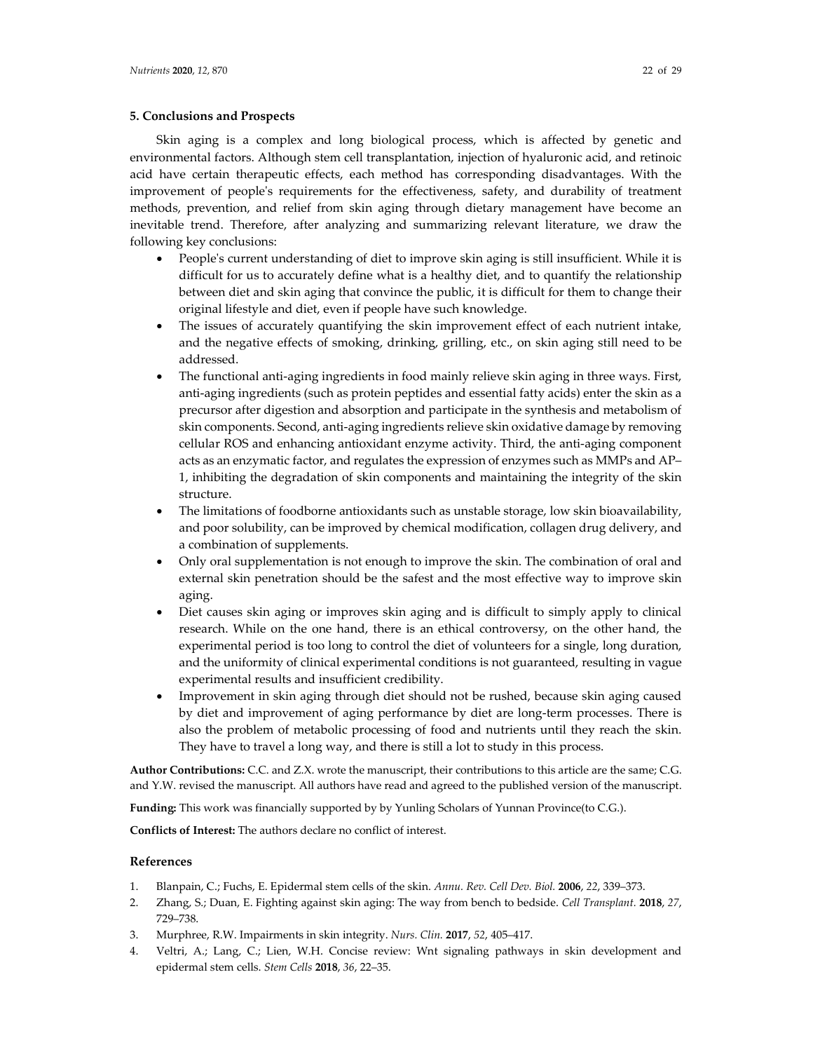## 5. Conclusions and Prospects

Skin aging is a complex and long biological process, which is affected by genetic and environmental factors. Although stem cell transplantation, injection of hyaluronic acid, and retinoic acid have certain therapeutic effects, each method has corresponding disadvantages. With the improvement of people's requirements for the effectiveness, safety, and durability of treatment methods, prevention, and relief from skin aging through dietary management have become an inevitable trend. Therefore, after analyzing and summarizing relevant literature, we draw the following key conclusions:

- People's current understanding of diet to improve skin aging is still insufficient. While it is difficult for us to accurately define what is a healthy diet, and to quantify the relationship between diet and skin aging that convince the public, it is difficult for them to change their original lifestyle and diet, even if people have such knowledge.
- The issues of accurately quantifying the skin improvement effect of each nutrient intake, and the negative effects of smoking, drinking, grilling, etc., on skin aging still need to be addressed.
- The functional anti-aging ingredients in food mainly relieve skin aging in three ways. First, anti-aging ingredients (such as protein peptides and essential fatty acids) enter the skin as a precursor after digestion and absorption and participate in the synthesis and metabolism of skin components. Second, anti-aging ingredients relieve skin oxidative damage by removing cellular ROS and enhancing antioxidant enzyme activity. Third, the anti-aging component acts as an enzymatic factor, and regulates the expression of enzymes such as MMPs and AP–1, inhibiting the degradation of skin components and maintaining the integrity of the skin structure.
- The limitations of foodborne antioxidants such as unstable storage, low skin bioavailability, and poor solubility, can be improved by chemical modification, collagen drug delivery, and a combination of supplements.
- Only oral supplementation is not enough to improve the skin. The combination of oral and external skin penetration should be the safest and the most effective way to improve skin aging.
- Diet causes skin aging or improves skin aging and is difficult to simply apply to clinical research. While on the one hand, there is an ethical controversy, on the other hand, the experimental period is too long to control the diet of volunteers for a single, long duration, and the uniformity of clinical experimental conditions is not guaranteed, resulting in vague experimental results and insufficient credibility.
- Improvement in skin aging through diet should not be rushed, because skin aging caused by diet and improvement of aging performance by diet are long-term processes. There is also the problem of metabolic processing of food and nutrients until they reach the skin. They have to travel a long way, and there is still a lot to study in this process.

**Author Contributions:** C.C. and Z.X. wrote the manuscript, their contributions to this article are the same; C.G. and Y.W. revised the manuscript. All authors have read and agreed to the published version of the manuscript.

**Funding:** This work was financially supported by by Yunling Scholars of Yunnan Province(to C.G.).

**Conflicts of Interest:** The authors declare no conflict of interest.

## References

1. Blanpain, C.; Fuchs, E. Epidermal stem cells of the skin. *Annu. Rev. Cell Dev. Biol.* **2006**, *22*, 339–373.
2. Zhang, S.; Duan, E. Fighting against skin aging: The way from bench to bedside. *Cell Transplant.* **2018**, *27*, 729–738.
3. Murphree, R.W. Impairments in skin integrity. *Nurs. Clin.* **2017**, *52*, 405–417.
4. Veltri, A.; Lang, C.; Lien, W.H. Concise review: Wnt signaling pathways in skin development and epidermal stem cells. *Stem Cells* **2018**, *36*, 22–35.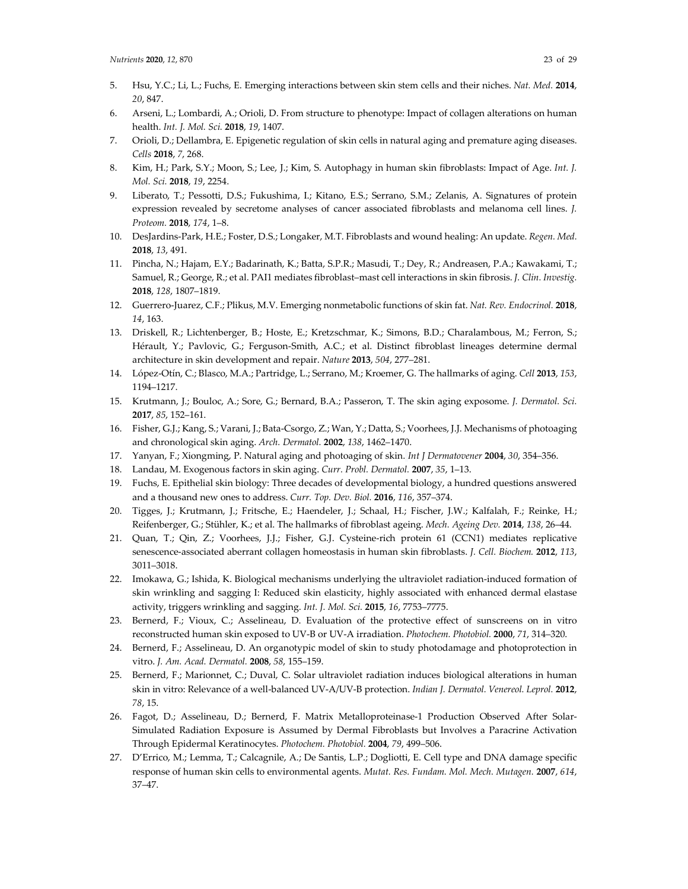5. Hsu, Y.C.; Li, L.; Fuchs, E. Emerging interactions between skin stem cells and their niches. *Nat. Med.* **2014**, *20*, 847.
6. Arseni, L.; Lombardi, A.; Orioli, D. From structure to phenotype: Impact of collagen alterations on human health. *Int. J. Mol. Sci.* **2018**, *19*, 1407.
7. Orioli, D.; Dellambra, E. Epigenetic regulation of skin cells in natural aging and premature aging diseases. *Cells* **2018**, *7*, 268.
8. Kim, H.; Park, S.Y.; Moon, S.; Lee, J.; Kim, S. Autophagy in human skin fibroblasts: Impact of Age. *Int. J. Mol. Sci.* **2018**, *19*, 2254.
9. Liberato, T.; Pessotti, D.S.; Fukushima, I.; Kitano, E.S.; Serrano, S.M.; Zelanis, A. Signatures of protein expression revealed by secretome analyses of cancer associated fibroblasts and melanoma cell lines. *J. Proteom.* **2018**, *174*, 1–8.
10. DesJardins-Park, H.E.; Foster, D.S.; Longaker, M.T. Fibroblasts and wound healing: An update. *Regen. Med.* **2018**, *13*, 491.
11. Pincha, N.; Hajam, E.Y.; Badarinath, K.; Batta, S.P.R.; Masudi, T.; Dey, R.; Andreasen, P.A.; Kawakami, T.; Samuel, R.; George, R.; et al. PAI1 mediates fibroblast–mast cell interactions in skin fibrosis. *J. Clin. Investig.* **2018**, *128*, 1807–1819.
12. Guerrero-Juarez, C.F.; Plikus, M.V. Emerging nonmetabolic functions of skin fat. *Nat. Rev. Endocrinol.* **2018**, *14*, 163.
13. Driskell, R.; Lichtenberger, B.; Hoste, E.; Kretzschmar, K.; Simons, B.D.; Charalambous, M.; Ferron, S.; Hérault, Y.; Pavlovic, G.; Ferguson-Smith, A.C.; et al. Distinct fibroblast lineages determine dermal architecture in skin development and repair. *Nature* **2013**, *504*, 277–281.
14. López-Otín, C.; Blasco, M.A.; Partridge, L.; Serrano, M.; Kroemer, G. The hallmarks of aging. *Cell* **2013**, *153*, 1194–1217.
15. Krutmann, J.; Bouloc, A.; Sore, G.; Bernard, B.A.; Passeron, T. The skin aging exposome. *J. Dermatol. Sci.* **2017**, *85*, 152–161.
16. Fisher, G.J.; Kang, S.; Varani, J.; Bata-Csorgo, Z.; Wan, Y.; Datta, S.; Voorhees, J.J. Mechanisms of photoaging and chronological skin aging. *Arch. Dermatol.* **2002**, *138*, 1462–1470.
17. Yanyan, F.; Xiongming, P. Natural aging and photoaging of skin. *Int J Dermatovener* **2004**, *30*, 354–356.
18. Landau, M. Exogenous factors in skin aging. *Curr. Probl. Dermatol.* **2007**, *35*, 1–13.
19. Fuchs, E. Epithelial skin biology: Three decades of developmental biology, a hundred questions answered and a thousand new ones to address. *Curr. Top. Dev. Biol.* **2016**, *116*, 357–374.
20. Tigges, J.; Krutmann, J.; Fritsche, E.; Haendeler, J.; Schaal, H.; Fischer, J.W.; Kalfalah, F.; Reinke, H.; Reifenberger, G.; Stühler, K.; et al. The hallmarks of fibroblast ageing. *Mech. Ageing Dev.* **2014**, *138*, 26–44.
21. Quan, T.; Qin, Z.; Voorhees, J.J.; Fisher, G.J. Cysteine-rich protein 61 (CCN1) mediates replicative senescence-associated aberrant collagen homeostasis in human skin fibroblasts. *J. Cell. Biochem.* **2012**, *113*, 3011–3018.
22. Imokawa, G.; Ishida, K. Biological mechanisms underlying the ultraviolet radiation-induced formation of skin wrinkling and sagging I: Reduced skin elasticity, highly associated with enhanced dermal elastase activity, triggers wrinkling and sagging. *Int. J. Mol. Sci.* **2015**, *16*, 7753–7775.
23. Bernerd, F.; Vioux, C.; Asselineau, D. Evaluation of the protective effect of sunscreens on in vitro reconstructed human skin exposed to UV-B or UV-A irradiation. *Photochem. Photobiol.* **2000**, *71*, 314–320.
24. Bernerd, F.; Asselineau, D. An organotypic model of skin to study photodamage and photoprotection in vitro. *J. Am. Acad. Dermatol.* **2008**, *58*, 155–159.
25. Bernerd, F.; Marionnet, C.; Duval, C. Solar ultraviolet radiation induces biological alterations in human skin in vitro: Relevance of a well-balanced UV-A/UV-B protection. *Indian J. Dermatol. Venereol. Leprol.* **2012**, *78*, 15.
26. Fagot, D.; Asselineau, D.; Bernerd, F. Matrix Metalloproteinase-1 Production Observed After Solar-Simulated Radiation Exposure is Assumed by Dermal Fibroblasts but Involves a Paracrine Activation Through Epidermal Keratinocytes. *Photochem. Photobiol.* **2004**, *79*, 499–506.
27. D'Errico, M.; Lemma, T.; Calcagnile, A.; De Santis, L.P.; Dogliotti, E. Cell type and DNA damage specific response of human skin cells to environmental agents. *Mutat. Res. Fundam. Mol. Mech. Mutagen.* **2007**, *614*, 37–47.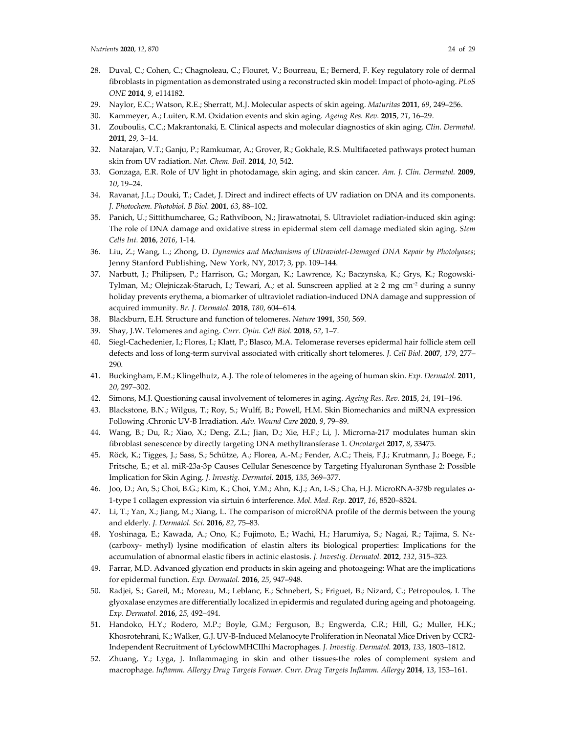28. Duval, C.; Cohen, C.; Chagnoleau, C.; Flouret, V.; Bourreau, E.; Bernerd, F. Key regulatory role of dermal fibroblasts in pigmentation as demonstrated using a reconstructed skin model: Impact of photo-aging. *PLoS ONE* **2014**, *9*, e114182.
29. Naylor, E.C.; Watson, R.E.; Sherratt, M.J. Molecular aspects of skin ageing. *Maturitas* **2011**, *69*, 249–256.
30. Kammeyer, A.; Luiten, R.M. Oxidation events and skin aging. *Ageing Res. Rev.* **2015**, *21*, 16–29.
31. Zouboulis, C.C.; Makrantonaki, E. Clinical aspects and molecular diagnostics of skin aging. *Clin. Dermatol.* **2011**, *29*, 3–14.
32. Natarajan, V.T.; Ganju, P.; Ramkumar, A.; Grover, R.; Gokhale, R.S. Multifaceted pathways protect human skin from UV radiation. *Nat. Chem. Boil.* **2014**, *10*, 542.
33. Gonzaga, E.R. Role of UV light in photodamage, skin aging, and skin cancer. *Am. J. Clin. Dermatol.* **2009**, *10*, 19–24.
34. Ravanat, J.L.; Douki, T.; Cadet, J. Direct and indirect effects of UV radiation on DNA and its components. *J. Photochem. Photobiol. B Biol.* **2001**, *63*, 88–102.
35. Panich, U.; Sittithumcharee, G.; Rathviboon, N.; Jirawatnotai, S. Ultraviolet radiation-induced skin aging: The role of DNA damage and oxidative stress in epidermal stem cell damage mediated skin aging. *Stem Cells Int.* **2016**, *2016*, 1-14.
36. Liu, Z.; Wang, L.; Zhong, D. *Dynamics and Mechanisms of Ultraviolet-Damaged DNA Repair by Photolyases*; Jenny Stanford Publishing, New York, NY, 2017; 3, pp. 109–144.
37. Narbutt, J.; Philipsen, P.; Harrison, G.; Morgan, K.; Lawrence, K.; Baczynska, K.; Grys, K.; Rogowski-Tylman, M.; Olejniczak-Staruch, I.; Tewari, A.; et al. Sunscreen applied at ≥ 2 mg cm$^{-2}$ during a sunny holiday prevents erythema, a biomarker of ultraviolet radiation-induced DNA damage and suppression of acquired immunity. *Br. J. Dermatol.* **2018**, *180*, 604–614.
38. Blackburn, E.H. Structure and function of telomeres. *Nature* **1991**, *350*, 569.
39. Shay, J.W. Telomeres and aging. *Curr. Opin. Cell Biol.* **2018**, *52*, 1–7.
40. Siegl-Cachedenier, I.; Flores, I.; Klatt, P.; Blasco, M.A. Telomerase reverses epidermal hair follicle stem cell defects and loss of long-term survival associated with critically short telomeres. *J. Cell Biol.* **2007**, *179*, 277–290.
41. Buckingham, E.M.; Klingelhutz, A.J. The role of telomeres in the ageing of human skin. *Exp. Dermatol.* **2011**, *20*, 297–302.
42. Simons, M.J. Questioning causal involvement of telomeres in aging. *Ageing Res. Rev.* **2015**, *24*, 191–196.
43. Blackstone, B.N.; Wilgus, T.; Roy, S.; Wulff, B.; Powell, H.M. Skin Biomechanics and miRNA expression Following .Chronic UV-B Irradiation. *Adv. Wound Care* **2020**, *9*, 79–89.
44. Wang, B.; Du, R.; Xiao, X.; Deng, Z.L.; Jian, D.; Xie, H.F.; Li, J. Microrna-217 modulates human skin fibroblast senescence by directly targeting DNA methyltransferase 1. *Oncotarget* **2017**, *8*, 33475.
45. Röck, K.; Tigges, J.; Sass, S.; Schütze, A.; Florea, A.-M.; Fender, A.C.; Theis, F.J.; Krutmann, J.; Boege, F.; Fritsche, E.; et al. miR-23a-3p Causes Cellular Senescence by Targeting Hyaluronan Synthase 2: Possible Implication for Skin Aging. *J. Investig. Dermatol.* **2015**, *135*, 369–377.
46. Joo, D.; An, S.; Choi, B.G.; Kim, K.; Choi, Y.M.; Ahn, K.J.; An, I.-S.; Cha, H.J. MicroRNA-378b regulates $\alpha$-1-type 1 collagen expression via sirtuin 6 interference. *Mol. Med. Rep.* **2017**, *16*, 8520–8524.
47. Li, T.; Yan, X.; Jiang, M.; Xiang, L. The comparison of microRNA profile of the dermis between the young and elderly. *J. Dermatol. Sci.* **2016**, *82*, 75–83.
48. Yoshinaga, E.; Kawada, A.; Ono, K.; Fujimoto, E.; Wachi, H.; Harumiya, S.; Nagai, R.; Tajima, S. Nε-(carboxy- methyl) lysine modification of elastin alters its biological properties: Implications for the accumulation of abnormal elastic fibers in actinic elastosis. *J. Investig. Dermatol.* **2012**, *132*, 315–323.
49. Farrar, M.D. Advanced glycation end products in skin ageing and photoageing: What are the implications for epidermal function. *Exp. Dermatol.* **2016**, *25*, 947–948.
50. Radjei, S.; Gareil, M.; Moreau, M.; Leblanc, E.; Schnebert, S.; Friguet, B.; Nizard, C.; Petropoulos, I. The glyoxalase enzymes are differentially localized in epidermis and regulated during ageing and photoageing. *Exp. Dermatol.* **2016**, *25*, 492–494.
51. Handoko, H.Y.; Rodero, M.P.; Boyle, G.M.; Ferguson, B.; Engwerda, C.R.; Hill, G.; Muller, H.K.; Khosrotehrani, K.; Walker, G.J. UV-B-Induced Melanocyte Proliferation in Neonatal Mice Driven by CCR2-Independent Recruitment of Ly6clowMHCIIhi Macrophages. *J. Investig. Dermatol.* **2013**, *133*, 1803–1812.
52. Zhuang, Y.; Lyga, J. Inflammaging in skin and other tissues-the roles of complement system and macrophage. *Inflamm. Allergy Drug Targets Former. Curr. Drug Targets Inflamm. Allergy* **2014**, *13*, 153–161.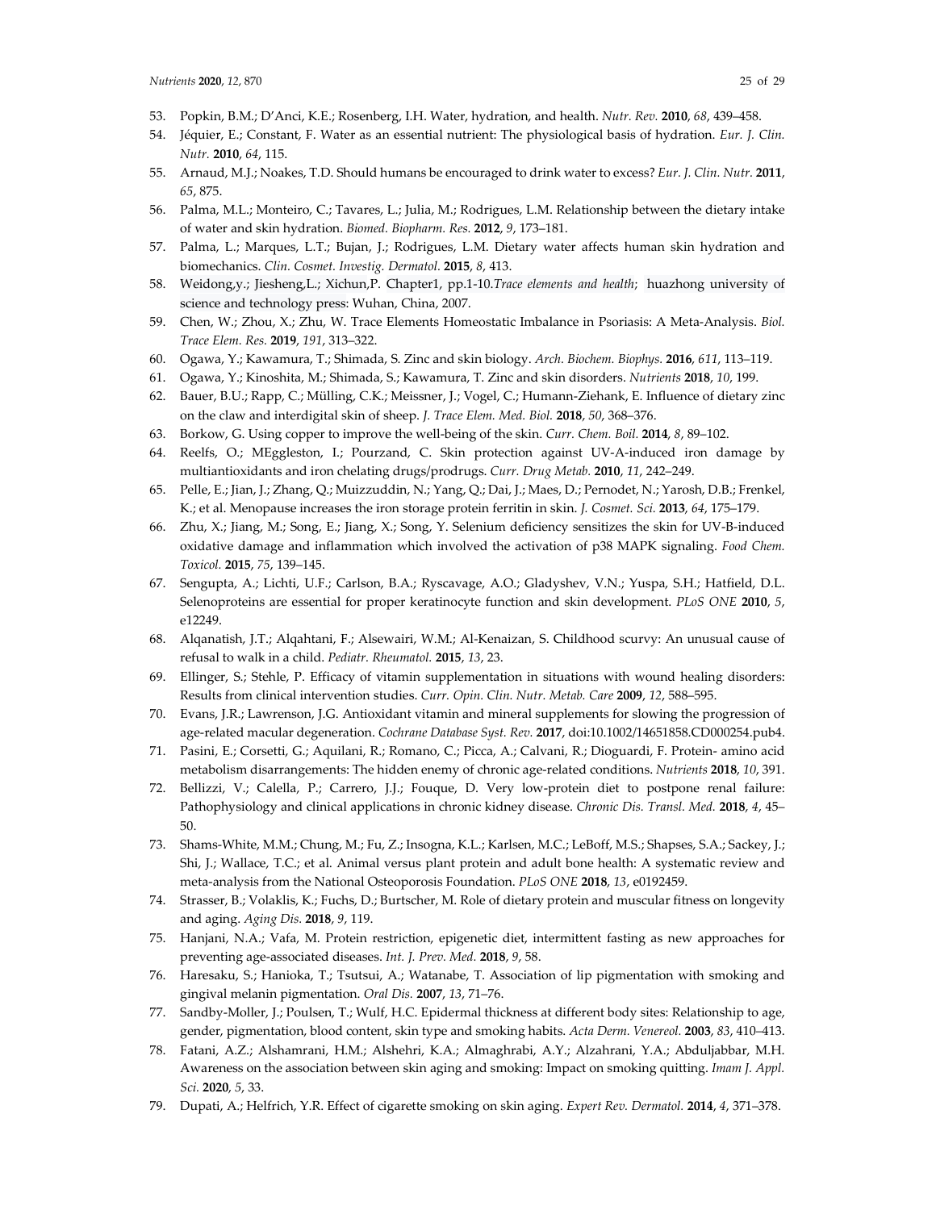53. Popkin, B.M.; D'Anci, K.E.; Rosenberg, I.H. Water, hydration, and health. *Nutr. Rev.* **2010**, *68*, 439–458.
54. Jéquier, E.; Constant, F. Water as an essential nutrient: The physiological basis of hydration. *Eur. J. Clin. Nutr.* **2010**, *64*, 115.
55. Arnaud, M.J.; Noakes, T.D. Should humans be encouraged to drink water to excess? *Eur. J. Clin. Nutr.* **2011**, *65*, 875.
56. Palma, M.L.; Monteiro, C.; Tavares, L.; Julia, M.; Rodrigues, L.M. Relationship between the dietary intake of water and skin hydration. *Biomed. Biopharm. Res.* **2012**, *9*, 173–181.
57. Palma, L.; Marques, L.T.; Bujan, J.; Rodrigues, L.M. Dietary water affects human skin hydration and biomechanics. *Clin. Cosmet. Investig. Dermatol.* **2015**, *8*, 413.
58. Weidong,y.; Jiesheng,L.; Xichun,P. Chapter1, pp.1-10.*Trace elements and health*; huazhong university of science and technology press: Wuhan, China, 2007.
59. Chen, W.; Zhou, X.; Zhu, W. Trace Elements Homeostatic Imbalance in Psoriasis: A Meta-Analysis. *Biol. Trace Elem. Res.* **2019**, *191*, 313–322.
60. Ogawa, Y.; Kawamura, T.; Shimada, S. Zinc and skin biology. *Arch. Biochem. Biophys.* **2016**, *611*, 113–119.
61. Ogawa, Y.; Kinoshita, M.; Shimada, S.; Kawamura, T. Zinc and skin disorders. *Nutrients* **2018**, *10*, 199.
62. Bauer, B.U.; Rapp, C.; Mülling, C.K.; Meissner, J.; Vogel, C.; Humann-Ziehank, E. Influence of dietary zinc on the claw and interdigital skin of sheep. *J. Trace Elem. Med. Biol.* **2018**, *50*, 368–376.
63. Borkow, G. Using copper to improve the well-being of the skin. *Curr. Chem. Boil.* **2014**, *8*, 89–102.
64. Reelfs, O.; MEggleston, I.; Pourzand, C. Skin protection against UV-A-induced iron damage by multiantioxidants and iron chelating drugs/prodrugs. *Curr. Drug Metab.* **2010**, *11*, 242–249.
65. Pelle, E.; Jian, J.; Zhang, Q.; Muizzuddin, N.; Yang, Q.; Dai, J.; Maes, D.; Pernodet, N.; Yarosh, D.B.; Frenkel, K.; et al. Menopause increases the iron storage protein ferritin in skin. *J. Cosmet. Sci.* **2013**, *64*, 175–179.
66. Zhu, X.; Jiang, M.; Song, E.; Jiang, X.; Song, Y. Selenium deficiency sensitizes the skin for UV-B-induced oxidative damage and inflammation which involved the activation of p38 MAPK signaling. *Food Chem. Toxicol.* **2015**, *75*, 139–145.
67. Sengupta, A.; Lichti, U.F.; Carlson, B.A.; Ryscavage, A.O.; Gladyshev, V.N.; Yuspa, S.H.; Hatfield, D.L. Selenoproteins are essential for proper keratinocyte function and skin development. *PLoS ONE* **2010**, *5*, e12249.
68. Alqanatish, J.T.; Alqahtani, F.; Alsewairi, W.M.; Al-Kenaizan, S. Childhood scurvy: An unusual cause of refusal to walk in a child. *Pediatr. Rheumatol.* **2015**, *13*, 23.
69. Ellinger, S.; Stehle, P. Efficacy of vitamin supplementation in situations with wound healing disorders: Results from clinical intervention studies. *Curr. Opin. Clin. Nutr. Metab. Care* **2009**, *12*, 588–595.
70. Evans, J.R.; Lawrenson, J.G. Antioxidant vitamin and mineral supplements for slowing the progression of age-related macular degeneration. *Cochrane Database Syst. Rev.* **2017**, doi:10.1002/14651858.CD000254.pub4.
71. Pasini, E.; Corsetti, G.; Aquilani, R.; Romano, C.; Picca, A.; Calvani, R.; Dioguardi, F. Protein- amino acid metabolism disarrangements: The hidden enemy of chronic age-related conditions. *Nutrients* **2018**, *10*, 391.
72. Bellizzi, V.; Calella, P.; Carrero, J.J.; Fouque, D. Very low-protein diet to postpone renal failure: Pathophysiology and clinical applications in chronic kidney disease. *Chronic Dis. Transl. Med.* **2018**, *4*, 45–50.
73. Shams-White, M.M.; Chung, M.; Fu, Z.; Insogna, K.L.; Karlsen, M.C.; LeBoff, M.S.; Shapses, S.A.; Sackey, J.; Shi, J.; Wallace, T.C.; et al. Animal versus plant protein and adult bone health: A systematic review and meta-analysis from the National Osteoporosis Foundation. *PLoS ONE* **2018**, *13*, e0192459.
74. Strasser, B.; Volaklis, K.; Fuchs, D.; Burtscher, M. Role of dietary protein and muscular fitness on longevity and aging. *Aging Dis.* **2018**, *9*, 119.
75. Hanjani, N.A.; Vafa, M. Protein restriction, epigenetic diet, intermittent fasting as new approaches for preventing age-associated diseases. *Int. J. Prev. Med.* **2018**, *9*, 58.
76. Haresaku, S.; Hanioka, T.; Tsutsui, A.; Watanabe, T. Association of lip pigmentation with smoking and gingival melanin pigmentation. *Oral Dis.* **2007**, *13*, 71–76.
77. Sandby-Moller, J.; Poulsen, T.; Wulf, H.C. Epidermal thickness at different body sites: Relationship to age, gender, pigmentation, blood content, skin type and smoking habits. *Acta Derm. Venereol.* **2003**, *83*, 410–413.
78. Fatani, A.Z.; Alshamrani, H.M.; Alshehri, K.A.; Almaghrabi, A.Y.; Alzahrani, Y.A.; Abduljabbar, M.H. Awareness on the association between skin aging and smoking: Impact on smoking quitting. *Imam J. Appl. Sci.* **2020**, *5*, 33.
79. Dupati, A.; Helfrich, Y.R. Effect of cigarette smoking on skin aging. *Expert Rev. Dermatol.* **2014**, *4*, 371–378.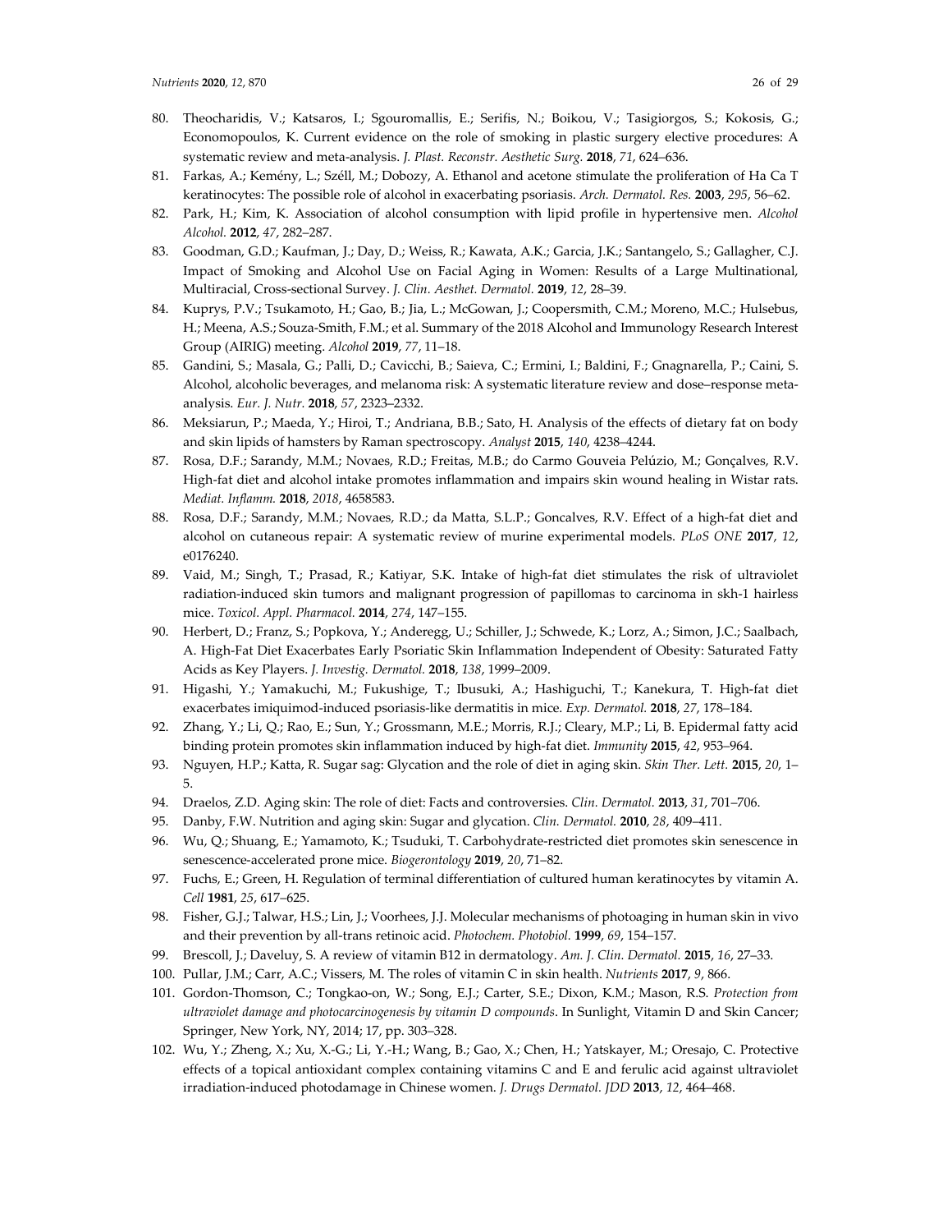80. Theocharidis, V.; Katsaros, I.; Sgouromallis, E.; Serifis, N.; Boikou, V.; Tasigiorgos, S.; Kokosis, G.; Economopoulos, K. Current evidence on the role of smoking in plastic surgery elective procedures: A systematic review and meta-analysis. *J. Plast. Reconstr. Aesthetic Surg.* **2018**, *71*, 624–636.
81. Farkas, A.; Kemény, L.; Széll, M.; Dobozy, A. Ethanol and acetone stimulate the proliferation of Ha Ca T keratinocytes: The possible role of alcohol in exacerbating psoriasis. *Arch. Dermatol. Res.* **2003**, *295*, 56–62.
82. Park, H.; Kim, K. Association of alcohol consumption with lipid profile in hypertensive men. *Alcohol Alcohol.* **2012**, *47*, 282–287.
83. Goodman, G.D.; Kaufman, J.; Day, D.; Weiss, R.; Kawata, A.K.; Garcia, J.K.; Santangelo, S.; Gallagher, C.J. Impact of Smoking and Alcohol Use on Facial Aging in Women: Results of a Large Multinational, Multiracial, Cross-sectional Survey. *J. Clin. Aesthet. Dermatol.* **2019**, *12*, 28–39.
84. Kuprys, P.V.; Tsukamoto, H.; Gao, B.; Jia, L.; McGowan, J.; Coopersmith, C.M.; Moreno, M.C.; Hulsebus, H.; Meena, A.S.; Souza-Smith, F.M.; et al. Summary of the 2018 Alcohol and Immunology Research Interest Group (AIRIG) meeting. *Alcohol* **2019**, *77*, 11–18.
85. Gandini, S.; Masala, G.; Palli, D.; Cavicchi, B.; Saieva, C.; Ermini, I.; Baldini, F.; Gnagnarella, P.; Caini, S. Alcohol, alcoholic beverages, and melanoma risk: A systematic literature review and dose–response meta-analysis. *Eur. J. Nutr.* **2018**, *57*, 2323–2332.
86. Meksiarun, P.; Maeda, Y.; Hiroi, T.; Andriana, B.B.; Sato, H. Analysis of the effects of dietary fat on body and skin lipids of hamsters by Raman spectroscopy. *Analyst* **2015**, *140*, 4238–4244.
87. Rosa, D.F.; Sarandy, M.M.; Novaes, R.D.; Freitas, M.B.; do Carmo Gouveia Pelúzio, M.; Gonçalves, R.V. High-fat diet and alcohol intake promotes inflammation and impairs skin wound healing in Wistar rats. *Mediat. Inflamm.* **2018**, *2018*, 4658583.
88. Rosa, D.F.; Sarandy, M.M.; Novaes, R.D.; da Matta, S.L.P.; Goncalves, R.V. Effect of a high-fat diet and alcohol on cutaneous repair: A systematic review of murine experimental models. *PLoS ONE* **2017**, *12*, e0176240.
89. Vaid, M.; Singh, T.; Prasad, R.; Katiyar, S.K. Intake of high-fat diet stimulates the risk of ultraviolet radiation-induced skin tumors and malignant progression of papillomas to carcinoma in skh-1 hairless mice. *Toxicol. Appl. Pharmacol.* **2014**, *274*, 147–155.
90. Herbert, D.; Franz, S.; Popkova, Y.; Anderegg, U.; Schiller, J.; Schwede, K.; Lorz, A.; Simon, J.C.; Saalbach, A. High-Fat Diet Exacerbates Early Psoriatic Skin Inflammation Independent of Obesity: Saturated Fatty Acids as Key Players. *J. Investig. Dermatol.* **2018**, *138*, 1999–2009.
91. Higashi, Y.; Yamakuchi, M.; Fukushige, T.; Ibusuki, A.; Hashiguchi, T.; Kanekura, T. High-fat diet exacerbates imiquimod-induced psoriasis-like dermatitis in mice. *Exp. Dermatol.* **2018**, *27*, 178–184.
92. Zhang, Y.; Li, Q.; Rao, E.; Sun, Y.; Grossmann, M.E.; Morris, R.J.; Cleary, M.P.; Li, B. Epidermal fatty acid binding protein promotes skin inflammation induced by high-fat diet. *Immunity* **2015**, *42*, 953–964.
93. Nguyen, H.P.; Katta, R. Sugar sag: Glycation and the role of diet in aging skin. *Skin Ther. Lett.* **2015**, *20*, 1–5.
94. Draelos, Z.D. Aging skin: The role of diet: Facts and controversies. *Clin. Dermatol.* **2013**, *31*, 701–706.
95. Danby, F.W. Nutrition and aging skin: Sugar and glycation. *Clin. Dermatol.* **2010**, *28*, 409–411.
96. Wu, Q.; Shuang, E.; Yamamoto, K.; Tsuduki, T. Carbohydrate-restricted diet promotes skin senescence in senescence-accelerated prone mice. *Biogerontology* **2019**, *20*, 71–82.
97. Fuchs, E.; Green, H. Regulation of terminal differentiation of cultured human keratinocytes by vitamin A. *Cell* **1981**, *25*, 617–625.
98. Fisher, G.J.; Talwar, H.S.; Lin, J.; Voorhees, J.J. Molecular mechanisms of photoaging in human skin in vivo and their prevention by all-trans retinoic acid. *Photochem. Photobiol.* **1999**, *69*, 154–157.
99. Brescoll, J.; Daveluy, S. A review of vitamin B12 in dermatology. *Am. J. Clin. Dermatol.* **2015**, *16*, 27–33.
100. Pullar, J.M.; Carr, A.C.; Vissers, M. The roles of vitamin C in skin health. *Nutrients* **2017**, *9*, 866.
101. Gordon-Thomson, C.; Tongkao-on, W.; Song, E.J.; Carter, S.E.; Dixon, K.M.; Mason, R.S. *Protection from ultraviolet damage and photocarcinogenesis by vitamin D compounds*. In Sunlight, Vitamin D and Skin Cancer; Springer, New York, NY, 2014; 17, pp. 303–328.
102. Wu, Y.; Zheng, X.; Xu, X.-G.; Li, Y.-H.; Wang, B.; Gao, X.; Chen, H.; Yatskayer, M.; Oresajo, C. Protective effects of a topical antioxidant complex containing vitamins C and E and ferulic acid against ultraviolet irradiation-induced photodamage in Chinese women. *J. Drugs Dermatol. JDD* **2013**, *12*, 464–468.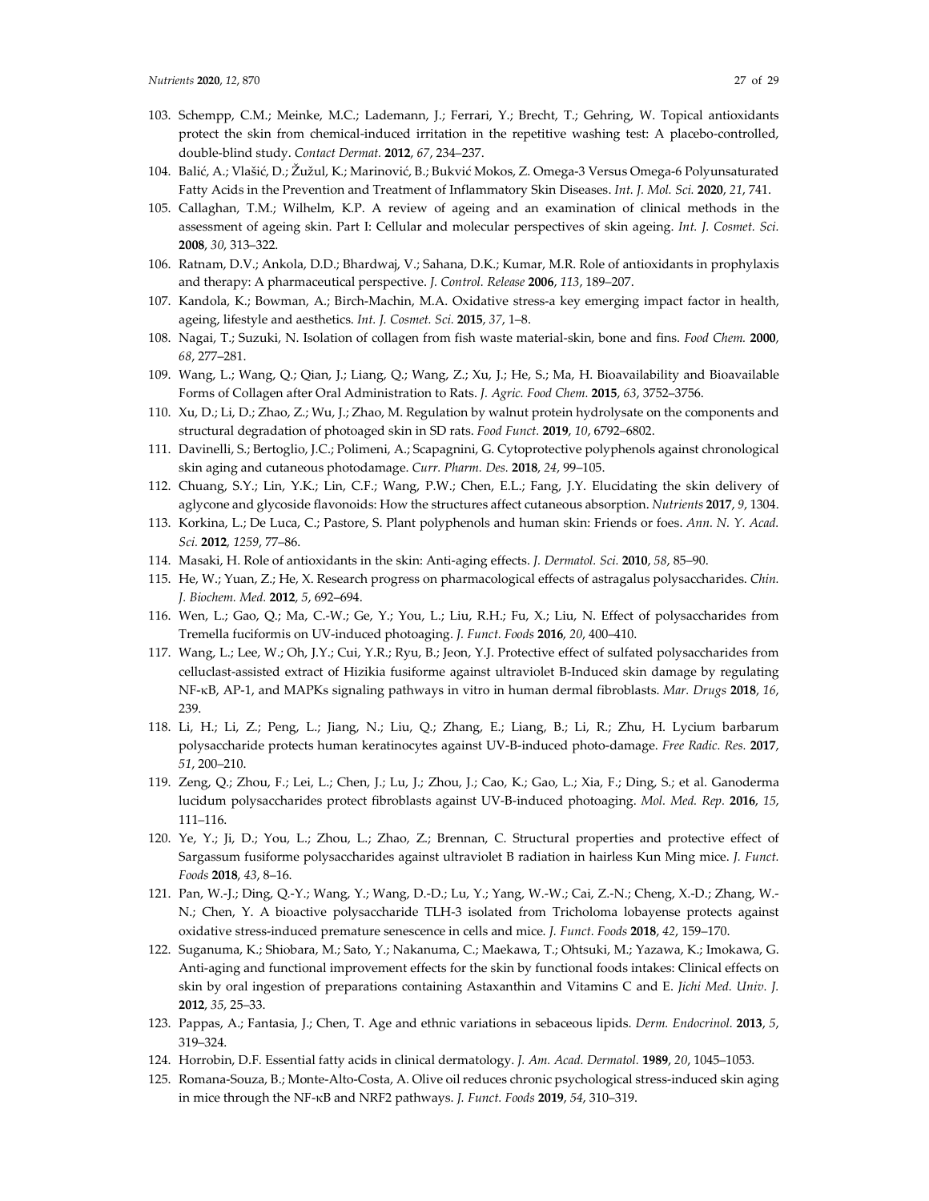103. Schempp, C.M.; Meinke, M.C.; Lademann, J.; Ferrari, Y.; Brecht, T.; Gehring, W. Topical antioxidants protect the skin from chemical-induced irritation in the repetitive washing test: A placebo-controlled, double-blind study. *Contact Dermat.* **2012**, *67*, 234–237.
104. Balić, A.; Vlašić, D.; Žužul, K.; Marinović, B.; Bukvić Mokos, Z. Omega-3 Versus Omega-6 Polyunsaturated Fatty Acids in the Prevention and Treatment of Inflammatory Skin Diseases. *Int. J. Mol. Sci.* **2020**, *21*, 741.
105. Callaghan, T.M.; Wilhelm, K.P. A review of ageing and an examination of clinical methods in the assessment of ageing skin. Part I: Cellular and molecular perspectives of skin ageing. *Int. J. Cosmet. Sci.* **2008**, *30*, 313–322.
106. Ratnam, D.V.; Ankola, D.D.; Bhardwaj, V.; Sahana, D.K.; Kumar, M.R. Role of antioxidants in prophylaxis and therapy: A pharmaceutical perspective. *J. Control. Release* **2006**, *113*, 189–207.
107. Kandola, K.; Bowman, A.; Birch-Machin, M.A. Oxidative stress-a key emerging impact factor in health, ageing, lifestyle and aesthetics. *Int. J. Cosmet. Sci.* **2015**, *37*, 1–8.
108. Nagai, T.; Suzuki, N. Isolation of collagen from fish waste material-skin, bone and fins. *Food Chem.* **2000**, *68*, 277–281.
109. Wang, L.; Wang, Q.; Qian, J.; Liang, Q.; Wang, Z.; Xu, J.; He, S.; Ma, H. Bioavailability and Bioavailable Forms of Collagen after Oral Administration to Rats. *J. Agric. Food Chem.* **2015**, *63*, 3752–3756.
110. Xu, D.; Li, D.; Zhao, Z.; Wu, J.; Zhao, M. Regulation by walnut protein hydrolysate on the components and structural degradation of photoaged skin in SD rats. *Food Funct.* **2019**, *10*, 6792–6802.
111. Davinelli, S.; Bertoglio, J.C.; Polimeni, A.; Scapagnini, G. Cytoprotective polyphenols against chronological skin aging and cutaneous photodamage. *Curr. Pharm. Des.* **2018**, *24*, 99–105.
112. Chuang, S.Y.; Lin, Y.K.; Lin, C.F.; Wang, P.W.; Chen, E.L.; Fang, J.Y. Elucidating the skin delivery of aglycone and glycoside flavonoids: How the structures affect cutaneous absorption. *Nutrients* **2017**, *9*, 1304.
113. Korkina, L.; De Luca, C.; Pastore, S. Plant polyphenols and human skin: Friends or foes. *Ann. N. Y. Acad. Sci.* **2012**, *1259*, 77–86.
114. Masaki, H. Role of antioxidants in the skin: Anti-aging effects. *J. Dermatol. Sci.* **2010**, *58*, 85–90.
115. He, W.; Yuan, Z.; He, X. Research progress on pharmacological effects of astragalus polysaccharides. *Chin. J. Biochem. Med.* **2012**, *5*, 692–694.
116. Wen, L.; Gao, Q.; Ma, C.-W.; Ge, Y.; You, L.; Liu, R.H.; Fu, X.; Liu, N. Effect of polysaccharides from Tremella fuciformis on UV-induced photoaging. *J. Funct. Foods* **2016**, *20*, 400–410.
117. Wang, L.; Lee, W.; Oh, J.Y.; Cui, Y.R.; Ryu, B.; Jeon, Y.J. Protective effect of sulfated polysaccharides from celluclast-assisted extract of Hizikia fusiforme against ultraviolet B-Induced skin damage by regulating NF-κB, AP-1, and MAPKs signaling pathways in vitro in human dermal fibroblasts. *Mar. Drugs* **2018**, *16*, 239.
118. Li, H.; Li, Z.; Peng, L.; Jiang, N.; Liu, Q.; Zhang, E.; Liang, B.; Li, R.; Zhu, H. Lycium barbarum polysaccharide protects human keratinocytes against UV-B-induced photo-damage. *Free Radic. Res.* **2017**, *51*, 200–210.
119. Zeng, Q.; Zhou, F.; Lei, L.; Chen, J.; Lu, J.; Zhou, J.; Cao, K.; Gao, L.; Xia, F.; Ding, S.; et al. Ganoderma lucidum polysaccharides protect fibroblasts against UV-B-induced photoaging. *Mol. Med. Rep.* **2016**, *15*, 111–116.
120. Ye, Y.; Ji, D.; You, L.; Zhou, L.; Zhao, Z.; Brennan, C. Structural properties and protective effect of Sargassum fusiforme polysaccharides against ultraviolet B radiation in hairless Kun Ming mice. *J. Funct. Foods* **2018**, *43*, 8–16.
121. Pan, W.-J.; Ding, Q.-Y.; Wang, Y.; Wang, D.-D.; Lu, Y.; Yang, W.-W.; Cai, Z.-N.; Cheng, X.-D.; Zhang, W.-N.; Chen, Y. A bioactive polysaccharide TLH-3 isolated from Tricholoma lobayense protects against oxidative stress-induced premature senescence in cells and mice. *J. Funct. Foods* **2018**, *42*, 159–170.
122. Suganuma, K.; Shiobara, M.; Sato, Y.; Nakanuma, C.; Maekawa, T.; Ohtsuki, M.; Yazawa, K.; Imokawa, G. Anti-aging and functional improvement effects for the skin by functional foods intakes: Clinical effects on skin by oral ingestion of preparations containing Astaxanthin and Vitamins C and E. *Jichi Med. Univ. J.* **2012**, *35*, 25–33.
123. Pappas, A.; Fantasia, J.; Chen, T. Age and ethnic variations in sebaceous lipids. *Derm. Endocrinol.* **2013**, *5*, 319–324.
124. Horrobin, D.F. Essential fatty acids in clinical dermatology. *J. Am. Acad. Dermatol.* **1989**, *20*, 1045–1053.
125. Romana-Souza, B.; Monte-Alto-Costa, A. Olive oil reduces chronic psychological stress-induced skin aging in mice through the NF-κB and NRF2 pathways. *J. Funct. Foods* **2019**, *54*, 310–319.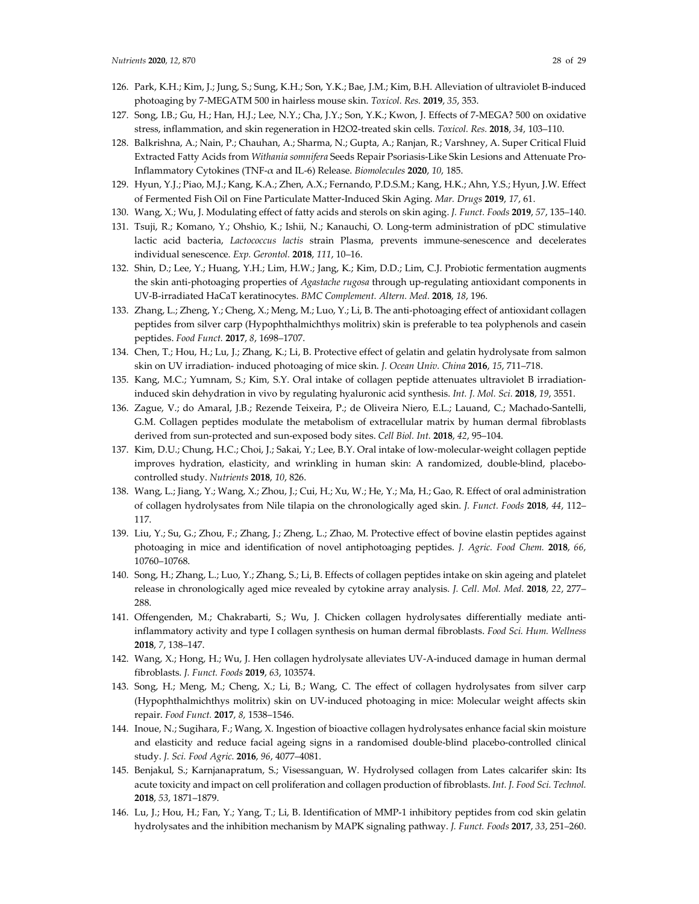126. Park, K.H.; Kim, J.; Jung, S.; Sung, K.H.; Son, Y.K.; Bae, J.M.; Kim, B.H. Alleviation of ultraviolet B-induced photoaging by 7-MEGATM 500 in hairless mouse skin. *Toxicol. Res.* **2019**, *35*, 353.
127. Song, I.B.; Gu, H.; Han, H.J.; Lee, N.Y.; Cha, J.Y.; Son, Y.K.; Kwon, J. Effects of 7-MEGA? 500 on oxidative stress, inflammation, and skin regeneration in H2O2-treated skin cells. *Toxicol. Res.* **2018**, *34*, 103–110.
128. Balkrishna, A.; Nain, P.; Chauhan, A.; Sharma, N.; Gupta, A.; Ranjan, R.; Varshney, A. Super Critical Fluid Extracted Fatty Acids from *Withania somnifera* Seeds Repair Psoriasis-Like Skin Lesions and Attenuate Pro-Inflammatory Cytokines (TNF-α and IL-6) Release. *Biomolecules* **2020**, *10*, 185.
129. Hyun, Y.J.; Piao, M.J.; Kang, K.A.; Zhen, A.X.; Fernando, P.D.S.M.; Kang, H.K.; Ahn, Y.S.; Hyun, J.W. Effect of Fermented Fish Oil on Fine Particulate Matter-Induced Skin Aging. *Mar. Drugs* **2019**, *17*, 61.
130. Wang, X.; Wu, J. Modulating effect of fatty acids and sterols on skin aging. *J. Funct. Foods* **2019**, *57*, 135–140.
131. Tsuji, R.; Komano, Y.; Ohshio, K.; Ishii, N.; Kanauchi, O. Long-term administration of pDC stimulative lactic acid bacteria, *Lactococcus lactis* strain Plasma, prevents immune-senescence and decelerates individual senescence. *Exp. Gerontol.* **2018**, *111*, 10–16.
132. Shin, D.; Lee, Y.; Huang, Y.H.; Lim, H.W.; Jang, K.; Kim, D.D.; Lim, C.J. Probiotic fermentation augments the skin anti-photoaging properties of *Agastache rugosa* through up-regulating antioxidant components in UV-B-irradiated HaCaT keratinocytes. *BMC Complement. Altern. Med.* **2018**, *18*, 196.
133. Zhang, L.; Zheng, Y.; Cheng, X.; Meng, M.; Luo, Y.; Li, B. The anti-photoaging effect of antioxidant collagen peptides from silver carp (Hypophthalmichthys molitrix) skin is preferable to tea polyphenols and casein peptides. *Food Funct.* **2017**, *8*, 1698–1707.
134. Chen, T.; Hou, H.; Lu, J.; Zhang, K.; Li, B. Protective effect of gelatin and gelatin hydrolysate from salmon skin on UV irradiation- induced photoaging of mice skin. *J. Ocean Univ. China* **2016**, *15*, 711–718.
135. Kang, M.C.; Yumnam, S.; Kim, S.Y. Oral intake of collagen peptide attenuates ultraviolet B irradiation-induced skin dehydration in vivo by regulating hyaluronic acid synthesis. *Int. J. Mol. Sci.* **2018**, *19*, 3551.
136. Zague, V.; do Amaral, J.B.; Rezende Teixeira, P.; de Oliveira Niero, E.L.; Lauand, C.; Machado-Santelli, G.M. Collagen peptides modulate the metabolism of extracellular matrix by human dermal fibroblasts derived from sun-protected and sun-exposed body sites. *Cell Biol. Int.* **2018**, *42*, 95–104.
137. Kim, D.U.; Chung, H.C.; Choi, J.; Sakai, Y.; Lee, B.Y. Oral intake of low-molecular-weight collagen peptide improves hydration, elasticity, and wrinkling in human skin: A randomized, double-blind, placebo-controlled study. *Nutrients* **2018**, *10*, 826.
138. Wang, L.; Jiang, Y.; Wang, X.; Zhou, J.; Cui, H.; Xu, W.; He, Y.; Ma, H.; Gao, R. Effect of oral administration of collagen hydrolysates from Nile tilapia on the chronologically aged skin. *J. Funct. Foods* **2018**, *44*, 112–117.
139. Liu, Y.; Su, G.; Zhou, F.; Zhang, J.; Zheng, L.; Zhao, M. Protective effect of bovine elastin peptides against photoaging in mice and identification of novel antiphotoaging peptides. *J. Agric. Food Chem.* **2018**, *66*, 10760–10768.
140. Song, H.; Zhang, L.; Luo, Y.; Zhang, S.; Li, B. Effects of collagen peptides intake on skin ageing and platelet release in chronologically aged mice revealed by cytokine array analysis. *J. Cell. Mol. Med.* **2018**, *22*, 277–288.
141. Offengenden, M.; Chakrabarti, S.; Wu, J. Chicken collagen hydrolysates differentially mediate anti-inflammatory activity and type I collagen synthesis on human dermal fibroblasts. *Food Sci. Hum. Wellness* **2018**, *7*, 138–147.
142. Wang, X.; Hong, H.; Wu, J. Hen collagen hydrolysate alleviates UV-A-induced damage in human dermal fibroblasts. *J. Funct. Foods* **2019**, *63*, 103574.
143. Song, H.; Meng, M.; Cheng, X.; Li, B.; Wang, C. The effect of collagen hydrolysates from silver carp (Hypophthalmichthys molitrix) skin on UV-induced photoaging in mice: Molecular weight affects skin repair. *Food Funct.* **2017**, *8*, 1538–1546.
144. Inoue, N.; Sugihara, F.; Wang, X. Ingestion of bioactive collagen hydrolysates enhance facial skin moisture and elasticity and reduce facial ageing signs in a randomised double-blind placebo-controlled clinical study. *J. Sci. Food Agric.* **2016**, *96*, 4077–4081.
145. Benjakul, S.; Karnjanapratum, S.; Visessanguan, W. Hydrolysed collagen from Lates calcarifer skin: Its acute toxicity and impact on cell proliferation and collagen production of fibroblasts. *Int. J. Food Sci. Technol.* **2018**, *53*, 1871–1879.
146. Lu, J.; Hou, H.; Fan, Y.; Yang, T.; Li, B. Identification of MMP-1 inhibitory peptides from cod skin gelatin hydrolysates and the inhibition mechanism by MAPK signaling pathway. *J. Funct. Foods* **2017**, *33*, 251–260.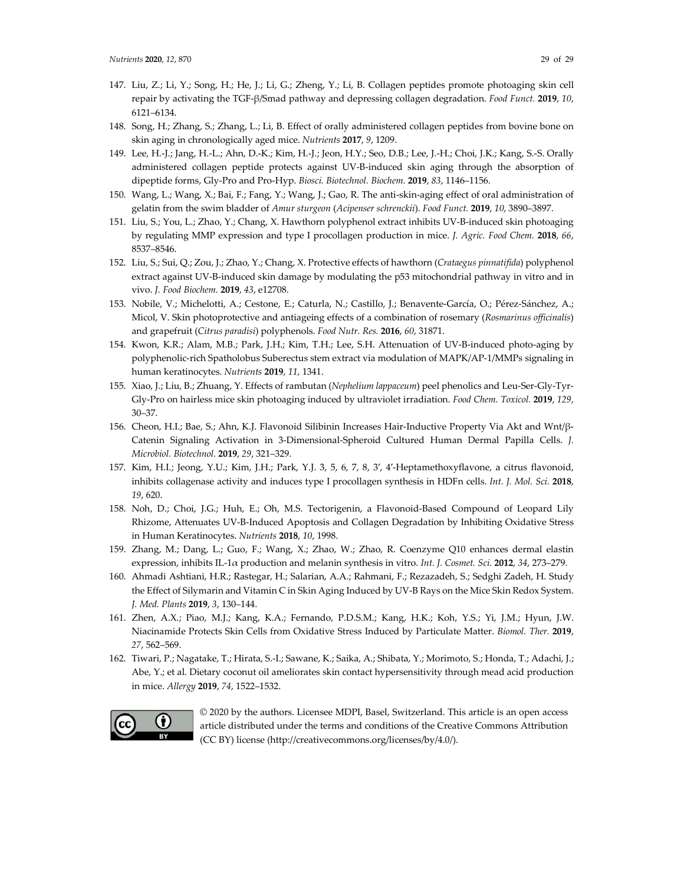147. Liu, Z.; Li, Y.; Song, H.; He, J.; Li, G.; Zheng, Y.; Li, B. Collagen peptides promote photoaging skin cell repair by activating the TGF-β/Smad pathway and depressing collagen degradation. *Food Funct.* **2019**, *10*, 6121–6134.
148. Song, H.; Zhang, S.; Zhang, L.; Li, B. Effect of orally administered collagen peptides from bovine bone on skin aging in chronologically aged mice. *Nutrients* **2017**, *9*, 1209.
149. Lee, H.-J.; Jang, H.-L.; Ahn, D.-K.; Kim, H.-J.; Jeon, H.Y.; Seo, D.B.; Lee, J.-H.; Choi, J.K.; Kang, S.-S. Orally administered collagen peptide protects against UV-B-induced skin aging through the absorption of dipeptide forms, Gly-Pro and Pro-Hyp. *Biosci. Biotechnol. Biochem.* **2019**, *83*, 1146–1156.
150. Wang, L.; Wang, X.; Bai, F.; Fang, Y.; Wang, J.; Gao, R. The anti-skin-aging effect of oral administration of gelatin from the swim bladder of *Amur sturgeon* (*Acipenser schrenckii*). *Food Funct.* **2019**, *10*, 3890–3897.
151. Liu, S.; You, L.; Zhao, Y.; Chang, X. Hawthorn polyphenol extract inhibits UV-B-induced skin photoaging by regulating MMP expression and type I procollagen production in mice. *J. Agric. Food Chem.* **2018**, *66*, 8537–8546.
152. Liu, S.; Sui, Q.; Zou, J.; Zhao, Y.; Chang, X. Protective effects of hawthorn (*Crataegus pinnatifida*) polyphenol extract against UV-B-induced skin damage by modulating the p53 mitochondrial pathway in vitro and in vivo. *J. Food Biochem.* **2019**, *43*, e12708.
153. Nobile, V.; Michelotti, A.; Cestone, E.; Caturla, N.; Castillo, J.; Benavente-García, O.; Pérez-Sánchez, A.; Micol, V. Skin photoprotective and antiageing effects of a combination of rosemary (*Rosmarinus officinalis*) and grapefruit (*Citrus paradisi*) polyphenols. *Food Nutr. Res.* **2016**, *60*, 31871.
154. Kwon, K.R.; Alam, M.B.; Park, J.H.; Kim, T.H.; Lee, S.H. Attenuation of UV-B-induced photo-aging by polyphenolic-rich Spatholobus Suberectus stem extract via modulation of MAPK/AP-1/MMPs signaling in human keratinocytes. *Nutrients* **2019**, *11*, 1341.
155. Xiao, J.; Liu, B.; Zhuang, Y. Effects of rambutan (*Nephelium lappaceum*) peel phenolics and Leu-Ser-Gly-Tyr-Gly-Pro on hairless mice skin photoaging induced by ultraviolet irradiation. *Food Chem. Toxicol.* **2019**, *129*, 30–37.
156. Cheon, H.I.; Bae, S.; Ahn, K.J. Flavonoid Silibinin Increases Hair-Inductive Property Via Akt and Wnt/β-Catenin Signaling Activation in 3-Dimensional-Spheroid Cultured Human Dermal Papilla Cells. *J. Microbiol. Biotechnol.* **2019**, *29*, 321–329.
157. Kim, H.I.; Jeong, Y.U.; Kim, J.H.; Park, Y.J. 3, 5, 6, 7, 8, 3′, 4′-Heptamethoxyflavone, a citrus flavonoid, inhibits collagenase activity and induces type I procollagen synthesis in HDFn cells. *Int. J. Mol. Sci.* **2018**, *19*, 620.
158. Noh, D.; Choi, J.G.; Huh, E.; Oh, M.S. Tectorigenin, a Flavonoid-Based Compound of Leopard Lily Rhizome, Attenuates UV-B-Induced Apoptosis and Collagen Degradation by Inhibiting Oxidative Stress in Human Keratinocytes. *Nutrients* **2018**, *10*, 1998.
159. Zhang, M.; Dang, L.; Guo, F.; Wang, X.; Zhao, W.; Zhao, R. Coenzyme Q10 enhances dermal elastin expression, inhibits IL-1$\alpha$ production and melanin synthesis in vitro. *Int. J. Cosmet. Sci.* **2012**, *34*, 273–279.
160. Ahmadi Ashtiani, H.R.; Rastegar, H.; Salarian, A.A.; Rahmani, F.; Rezazadeh, S.; Sedghi Zadeh, H. Study the Effect of Silymarin and Vitamin C in Skin Aging Induced by UV-B Rays on the Mice Skin Redox System. *J. Med. Plants* **2019**, *3*, 130–144.
161. Zhen, A.X.; Piao, M.J.; Kang, K.A.; Fernando, P.D.S.M.; Kang, H.K.; Koh, Y.S.; Yi, J.M.; Hyun, J.W. Niacinamide Protects Skin Cells from Oxidative Stress Induced by Particulate Matter. *Biomol. Ther.* **2019**, *27*, 562–569.
162. Tiwari, P.; Nagatake, T.; Hirata, S.-I.; Sawane, K.; Saika, A.; Shibata, Y.; Morimoto, S.; Honda, T.; Adachi, J.; Abe, Y.; et al. Dietary coconut oil ameliorates skin contact hypersensitivity through mead acid production in mice. *Allergy* **2019**, *74*, 1522–1532.

© 2020 by the authors. Licensee MDPI, Basel, Switzerland. This article is an open access article distributed under the terms and conditions of the Creative Commons Attribution (CC BY) license (http://creativecommons.org/licenses/by/4.0/).